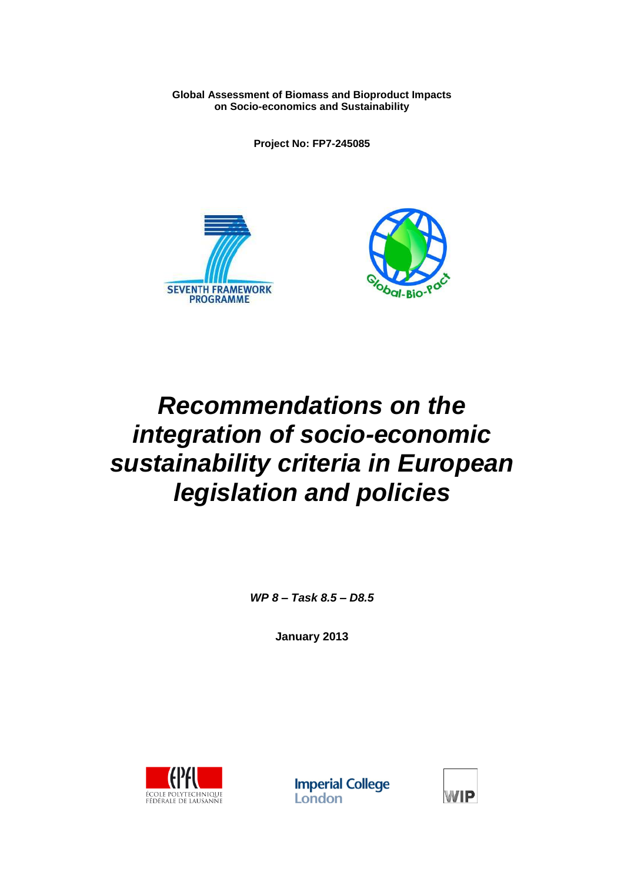**Global Assessment of Biomass and Bioproduct Impacts on Socio-economics and Sustainability**

**Project No: FP7-245085**

# *Recommendations on the integration of socio-economic sustainability criteria in European legislation and policies*

***WP 8 – Task 8.5 – D8.5***

**January 2013**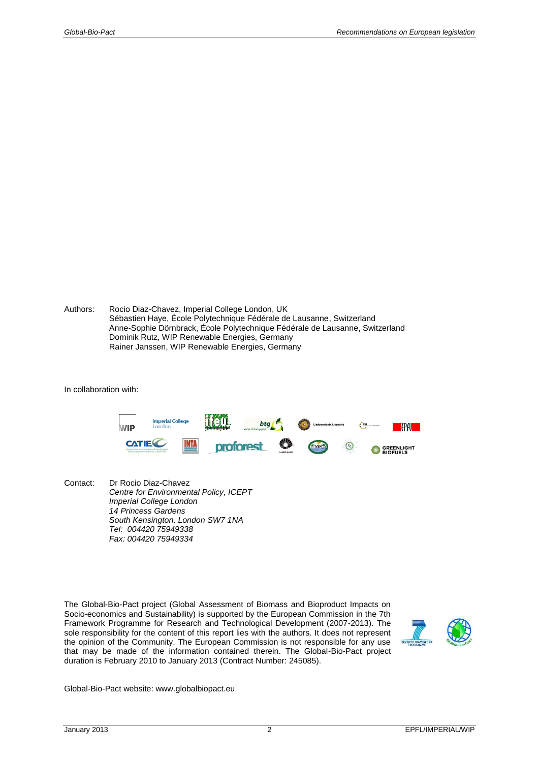Authors: Rocio Diaz-Chavez, Imperial College London, UK
Sébastien Haye, École Polytechnique Fédérale de Lausanne, Switzerland
Anne-Sophie Dörnbrack, École Polytechnique Fédérale de Lausanne, Switzerland
Dominik Rutz, WIP Renewable Energies, Germany
Rainer Janssen, WIP Renewable Energies, Germany

In collaboration with:

Contact: Dr Rocio Diaz-Chavez
*Centre for Environmental Policy, ICEPT*
*Imperial College London*
*14 Princess Gardens*
*South Kensington, London SW7 1NA*
*Tel: 004420 75949338*
*Fax: 004420 75949334*

The Global-Bio-Pact project (Global Assessment of Biomass and Bioproduct Impacts on Socio-economics and Sustainability) is supported by the European Commission in the 7th Framework Programme for Research and Technological Development (2007-2013). The sole responsibility for the content of this report lies with the authors. It does not represent the opinion of the Community. The European Commission is not responsible for any use that may be made of the information contained therein. The Global-Bio-Pact project duration is February 2010 to January 2013 (Contract Number: 245085).

Global-Bio-Pact website: www.globalbiopact.eu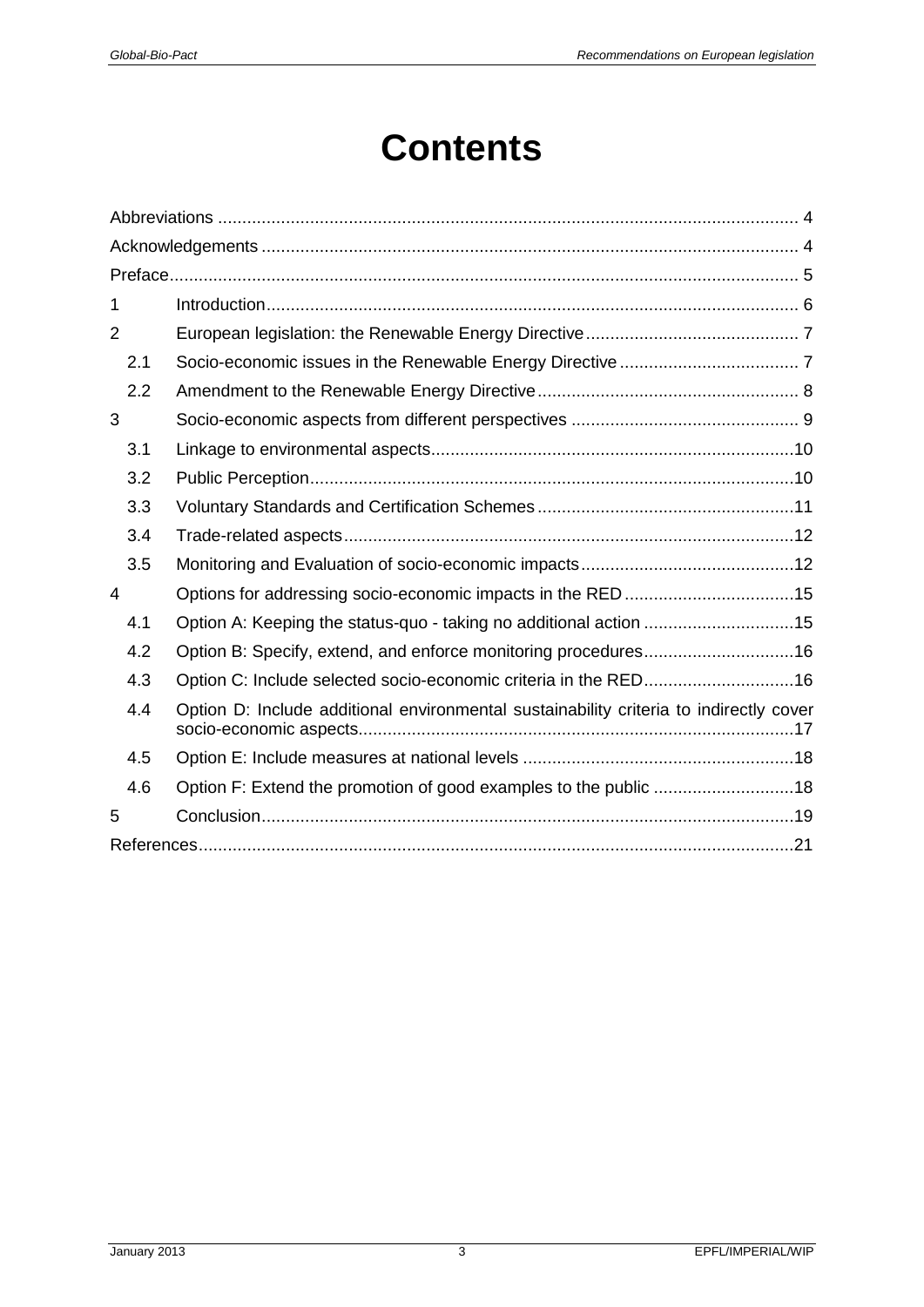# Contents

Abbreviations ........................................................................................................................ 4
Acknowledgements ................................................................................................................ 4
Preface.................................................................................................................................. 5

1 Introduction ........................................................................................................................ 6
2 European legislation: the Renewable Energy Directive ...................................................... 7
  2.1 Socio-economic issues in the Renewable Energy Directive ........................................... 7
  2.2 Amendment to the Renewable Energy Directive ............................................................ 8
3 Socio-economic aspects from different perspectives .......................................................... 9
  3.1 Linkage to environmental aspects ................................................................................. 10
  3.2 Public Perception .......................................................................................................... 10
  3.3 Voluntary Standards and Certification Schemes ........................................................... 11
  3.4 Trade-related aspects ................................................................................................... 12
  3.5 Monitoring and Evaluation of socio-economic impacts .................................................. 12
4 Options for addressing socio-economic impacts in the RED ............................................. 15
  4.1 Option A: Keeping the status-quo - taking no additional action ..................................... 15
  4.2 Option B: Specify, extend, and enforce monitoring procedures ..................................... 16
  4.3 Option C: Include selected socio-economic criteria in the RED ..................................... 16
  4.4 Option D: Include additional environmental sustainability criteria to indirectly cover socio-economic aspects ............................................................................................................. 17
  4.5 Option E: Include measures at national levels .............................................................. 18
  4.6 Option F: Extend the promotion of good examples to the public .................................. 18
5 Conclusion ........................................................................................................................ 19

References .......................................................................................................................... 21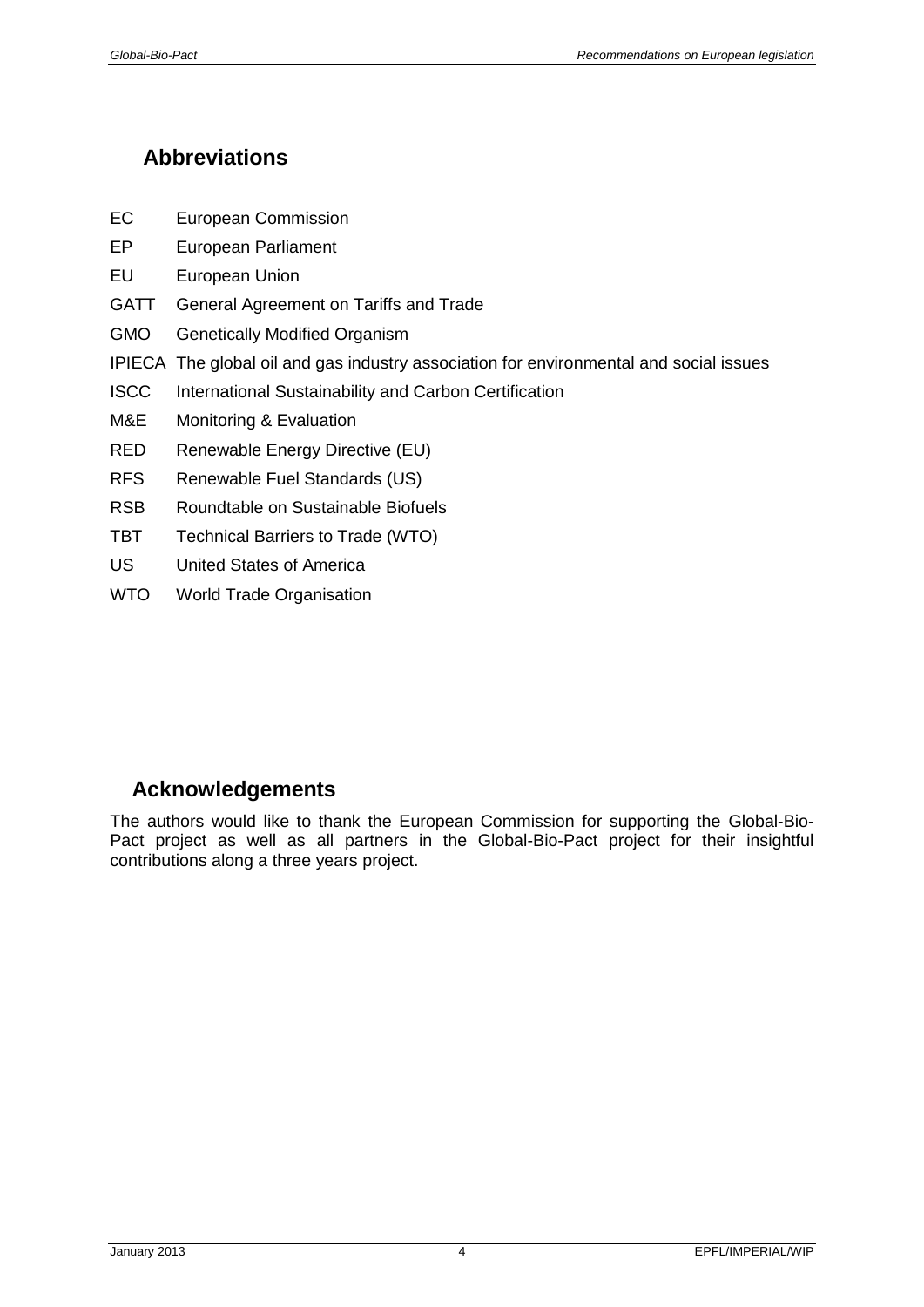## Abbreviations

| | |
|---|---|
| EC | European Commission |
| EP | European Parliament |
| EU | European Union |
| GATT | General Agreement on Tariffs and Trade |
| GMO | Genetically Modified Organism |
| IPIECA | The global oil and gas industry association for environmental and social issues |
| ISCC | International Sustainability and Carbon Certification |
| M&E | Monitoring & Evaluation |
| RED | Renewable Energy Directive (EU) |
| RFS | Renewable Fuel Standards (US) |
| RSB | Roundtable on Sustainable Biofuels |
| TBT | Technical Barriers to Trade (WTO) |
| US | United States of America |
| WTO | World Trade Organisation |

## Acknowledgements

The authors would like to thank the European Commission for supporting the Global-Bio-Pact project as well as all partners in the Global-Bio-Pact project for their insightful contributions along a three years project.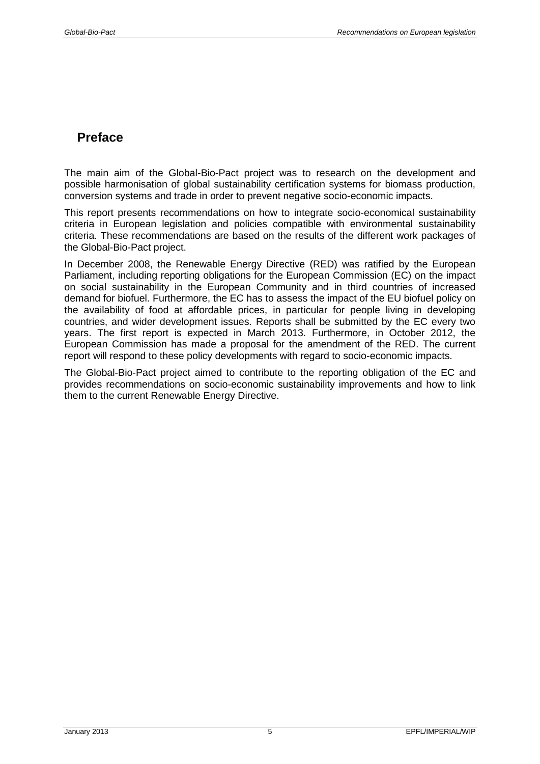# Preface

The main aim of the Global-Bio-Pact project was to research on the development and possible harmonisation of global sustainability certification systems for biomass production, conversion systems and trade in order to prevent negative socio-economic impacts.

This report presents recommendations on how to integrate socio-economical sustainability criteria in European legislation and policies compatible with environmental sustainability criteria. These recommendations are based on the results of the different work packages of the Global-Bio-Pact project.

In December 2008, the Renewable Energy Directive (RED) was ratified by the European Parliament, including reporting obligations for the European Commission (EC) on the impact on social sustainability in the European Community and in third countries of increased demand for biofuel. Furthermore, the EC has to assess the impact of the EU biofuel policy on the availability of food at affordable prices, in particular for people living in developing countries, and wider development issues. Reports shall be submitted by the EC every two years. The first report is expected in March 2013. Furthermore, in October 2012, the European Commission has made a proposal for the amendment of the RED. The current report will respond to these policy developments with regard to socio-economic impacts.

The Global-Bio-Pact project aimed to contribute to the reporting obligation of the EC and provides recommendations on socio-economic sustainability improvements and how to link them to the current Renewable Energy Directive.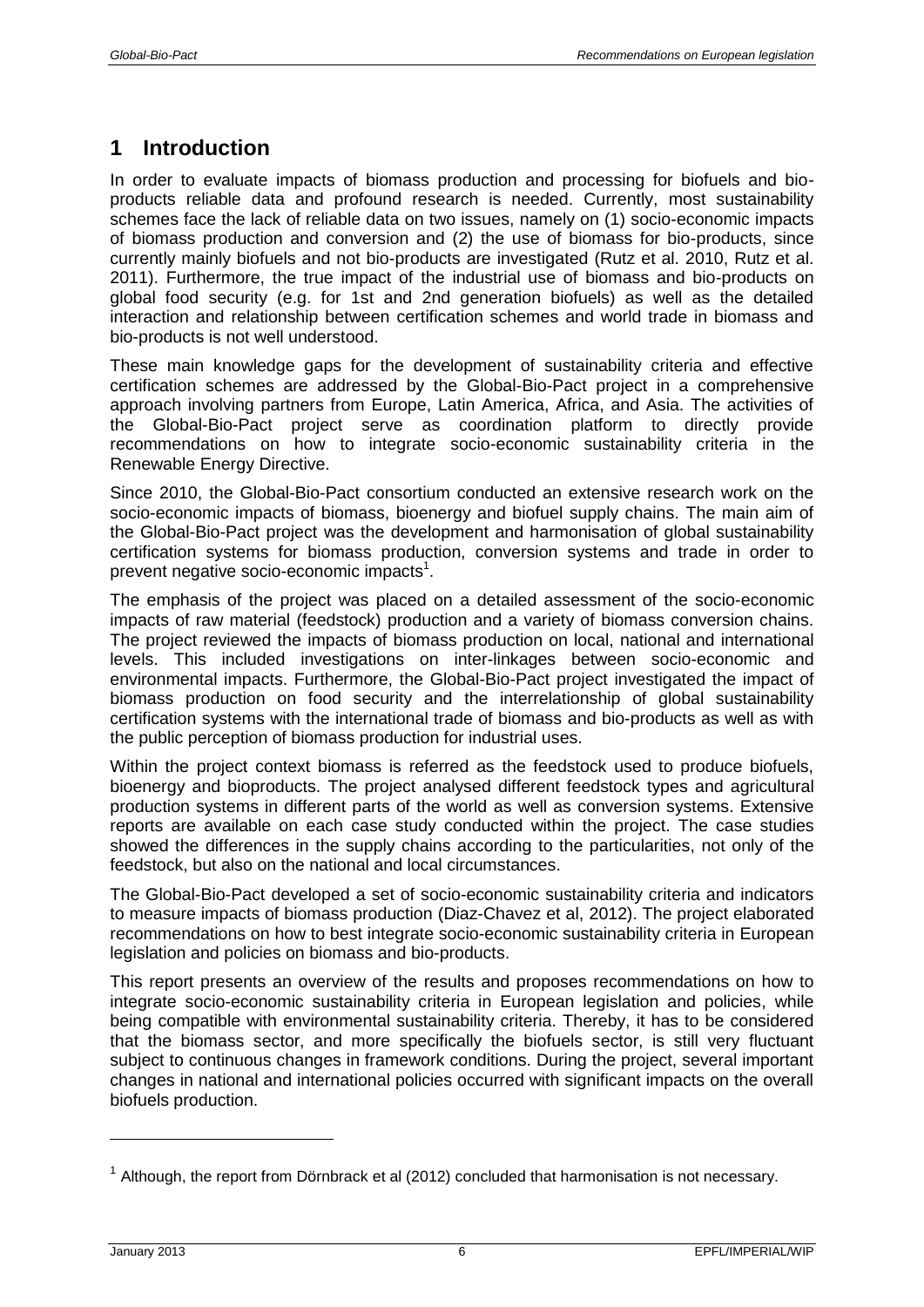# 1 Introduction

In order to evaluate impacts of biomass production and processing for biofuels and bio-products reliable data and profound research is needed. Currently, most sustainability schemes face the lack of reliable data on two issues, namely on (1) socio-economic impacts of biomass production and conversion and (2) the use of biomass for bio-products, since currently mainly biofuels and not bio-products are investigated (Rutz et al. 2010, Rutz et al. 2011). Furthermore, the true impact of the industrial use of biomass and bio-products on global food security (e.g. for 1st and 2nd generation biofuels) as well as the detailed interaction and relationship between certification schemes and world trade in biomass and bio-products is not well understood.

These main knowledge gaps for the development of sustainability criteria and effective certification schemes are addressed by the Global-Bio-Pact project in a comprehensive approach involving partners from Europe, Latin America, Africa, and Asia. The activities of the Global-Bio-Pact project serve as coordination platform to directly provide recommendations on how to integrate socio-economic sustainability criteria in the Renewable Energy Directive.

Since 2010, the Global-Bio-Pact consortium conducted an extensive research work on the socio-economic impacts of biomass, bioenergy and biofuel supply chains. The main aim of the Global-Bio-Pact project was the development and harmonisation of global sustainability certification systems for biomass production, conversion systems and trade in order to prevent negative socio-economic impacts[1].

The emphasis of the project was placed on a detailed assessment of the socio-economic impacts of raw material (feedstock) production and a variety of biomass conversion chains. The project reviewed the impacts of biomass production on local, national and international levels. This included investigations on inter-linkages between socio-economic and environmental impacts. Furthermore, the Global-Bio-Pact project investigated the impact of biomass production on food security and the interrelationship of global sustainability certification systems with the international trade of biomass and bio-products as well as with the public perception of biomass production for industrial uses.

Within the project context biomass is referred as the feedstock used to produce biofuels, bioenergy and bioproducts. The project analysed different feedstock types and agricultural production systems in different parts of the world as well as conversion systems. Extensive reports are available on each case study conducted within the project. The case studies showed the differences in the supply chains according to the particularities, not only of the feedstock, but also on the national and local circumstances.

The Global-Bio-Pact developed a set of socio-economic sustainability criteria and indicators to measure impacts of biomass production (Diaz-Chavez et al, 2012). The project elaborated recommendations on how to best integrate socio-economic sustainability criteria in European legislation and policies on biomass and bio-products.

This report presents an overview of the results and proposes recommendations on how to integrate socio-economic sustainability criteria in European legislation and policies, while being compatible with environmental sustainability criteria. Thereby, it has to be considered that the biomass sector, and more specifically the biofuels sector, is still very fluctuant subject to continuous changes in framework conditions. During the project, several important changes in national and international policies occurred with significant impacts on the overall biofuels production.

---

[1] Although, the report from Dörnbrack et al (2012) concluded that harmonisation is not necessary.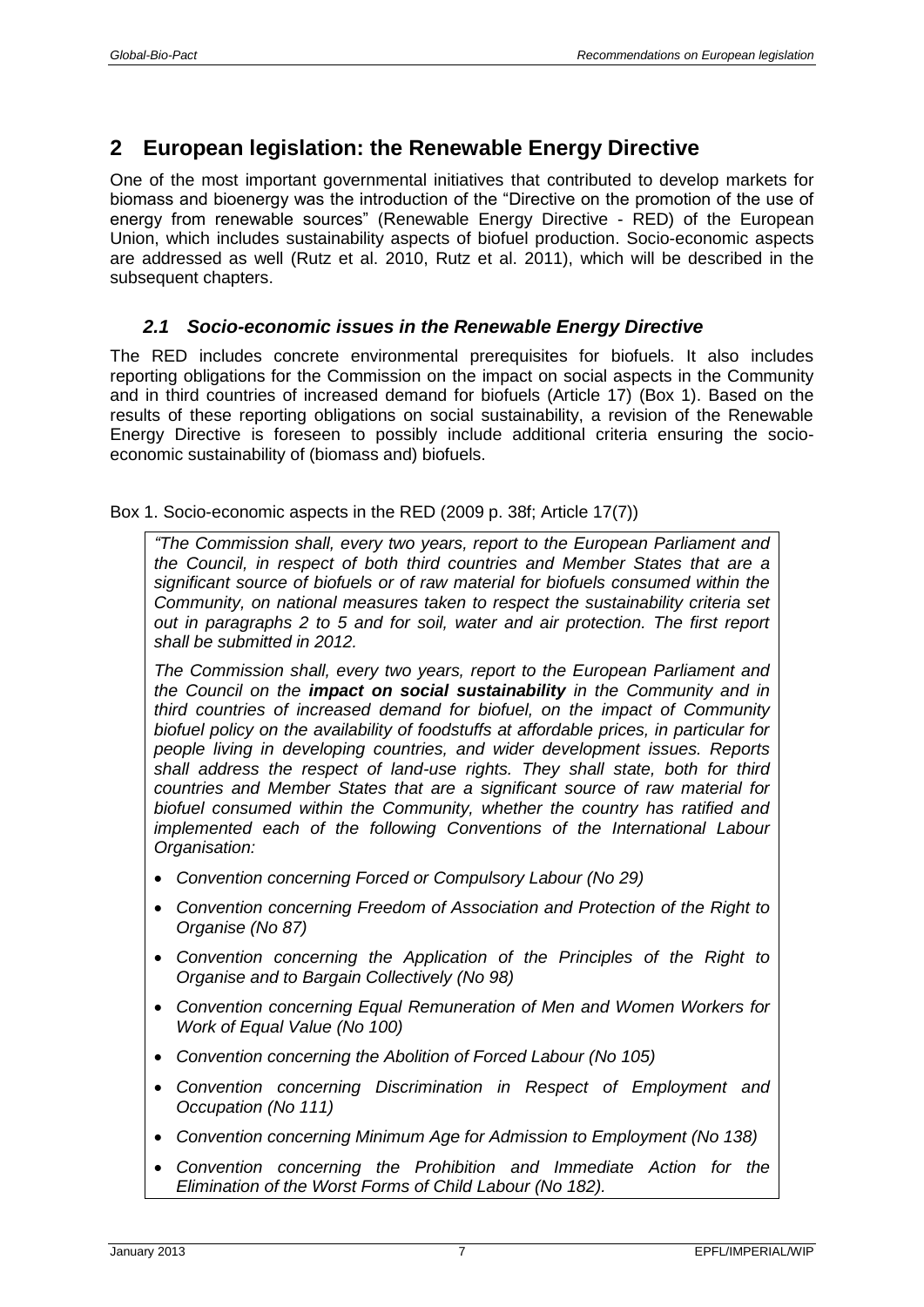## 2 European legislation: the Renewable Energy Directive

One of the most important governmental initiatives that contributed to develop markets for biomass and bioenergy was the introduction of the "Directive on the promotion of the use of energy from renewable sources" (Renewable Energy Directive - RED) of the European Union, which includes sustainability aspects of biofuel production. Socio-economic aspects are addressed as well (Rutz et al. 2010, Rutz et al. 2011), which will be described in the subsequent chapters.

### *2.1 Socio-economic issues in the Renewable Energy Directive*

The RED includes concrete environmental prerequisites for biofuels. It also includes reporting obligations for the Commission on the impact on social aspects in the Community and in third countries of increased demand for biofuels (Article 17) (Box 1). Based on the results of these reporting obligations on social sustainability, a revision of the Renewable Energy Directive is foreseen to possibly include additional criteria ensuring the socio-economic sustainability of (biomass and) biofuels.

Box 1. Socio-economic aspects in the RED (2009 p. 38f; Article 17(7))

> *"The Commission shall, every two years, report to the European Parliament and the Council, in respect of both third countries and Member States that are a significant source of biofuels or of raw material for biofuels consumed within the Community, on national measures taken to respect the sustainability criteria set out in paragraphs 2 to 5 and for soil, water and air protection. The first report shall be submitted in 2012.*
>
> *The Commission shall, every two years, report to the European Parliament and the Council on the **impact on social sustainability** in the Community and in third countries of increased demand for biofuel, on the impact of Community biofuel policy on the availability of foodstuffs at affordable prices, in particular for people living in developing countries, and wider development issues. Reports shall address the respect of land-use rights. They shall state, both for third countries and Member States that are a significant source of raw material for biofuel consumed within the Community, whether the country has ratified and implemented each of the following Conventions of the International Labour Organisation:*
>
> - *Convention concerning Forced or Compulsory Labour (No 29)*
> - *Convention concerning Freedom of Association and Protection of the Right to Organise (No 87)*
> - *Convention concerning the Application of the Principles of the Right to Organise and to Bargain Collectively (No 98)*
> - *Convention concerning Equal Remuneration of Men and Women Workers for Work of Equal Value (No 100)*
> - *Convention concerning the Abolition of Forced Labour (No 105)*
> - *Convention concerning Discrimination in Respect of Employment and Occupation (No 111)*
> - *Convention concerning Minimum Age for Admission to Employment (No 138)*
> - *Convention concerning the Prohibition and Immediate Action for the Elimination of the Worst Forms of Child Labour (No 182).*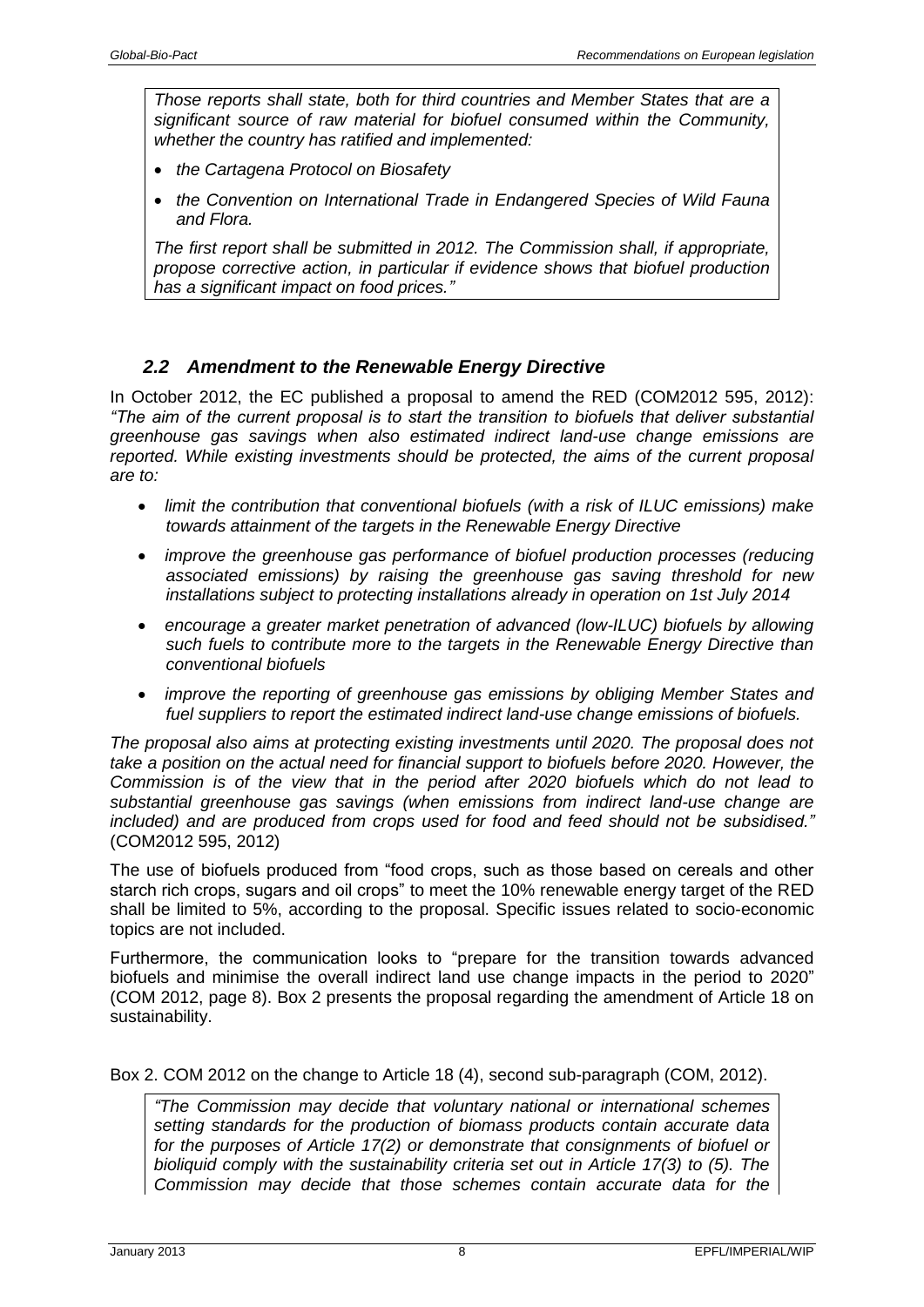*Those reports shall state, both for third countries and Member States that are a significant source of raw material for biofuel consumed within the Community, whether the country has ratified and implemented:*

- *the Cartagena Protocol on Biosafety*
- *the Convention on International Trade in Endangered Species of Wild Fauna and Flora.*

*The first report shall be submitted in 2012. The Commission shall, if appropriate, propose corrective action, in particular if evidence shows that biofuel production has a significant impact on food prices."*

## *2.2 Amendment to the Renewable Energy Directive*

In October 2012, the EC published a proposal to amend the RED (COM2012 595, 2012): *"The aim of the current proposal is to start the transition to biofuels that deliver substantial greenhouse gas savings when also estimated indirect land-use change emissions are reported. While existing investments should be protected, the aims of the current proposal are to:*

- *limit the contribution that conventional biofuels (with a risk of ILUC emissions) make towards attainment of the targets in the Renewable Energy Directive*
- *improve the greenhouse gas performance of biofuel production processes (reducing associated emissions) by raising the greenhouse gas saving threshold for new installations subject to protecting installations already in operation on 1st July 2014*
- *encourage a greater market penetration of advanced (low-ILUC) biofuels by allowing such fuels to contribute more to the targets in the Renewable Energy Directive than conventional biofuels*
- *improve the reporting of greenhouse gas emissions by obliging Member States and fuel suppliers to report the estimated indirect land-use change emissions of biofuels.*

*The proposal also aims at protecting existing investments until 2020. The proposal does not take a position on the actual need for financial support to biofuels before 2020. However, the Commission is of the view that in the period after 2020 biofuels which do not lead to substantial greenhouse gas savings (when emissions from indirect land-use change are included) and are produced from crops used for food and feed should not be subsidised."* (COM2012 595, 2012)

The use of biofuels produced from "food crops, such as those based on cereals and other starch rich crops, sugars and oil crops" to meet the 10% renewable energy target of the RED shall be limited to 5%, according to the proposal. Specific issues related to socio-economic topics are not included.

Furthermore, the communication looks to "prepare for the transition towards advanced biofuels and minimise the overall indirect land use change impacts in the period to 2020" (COM 2012, page 8). Box 2 presents the proposal regarding the amendment of Article 18 on sustainability.

Box 2. COM 2012 on the change to Article 18 (4), second sub-paragraph (COM, 2012).

*"The Commission may decide that voluntary national or international schemes setting standards for the production of biomass products contain accurate data for the purposes of Article 17(2) or demonstrate that consignments of biofuel or bioliquid comply with the sustainability criteria set out in Article 17(3) to (5). The Commission may decide that those schemes contain accurate data for the*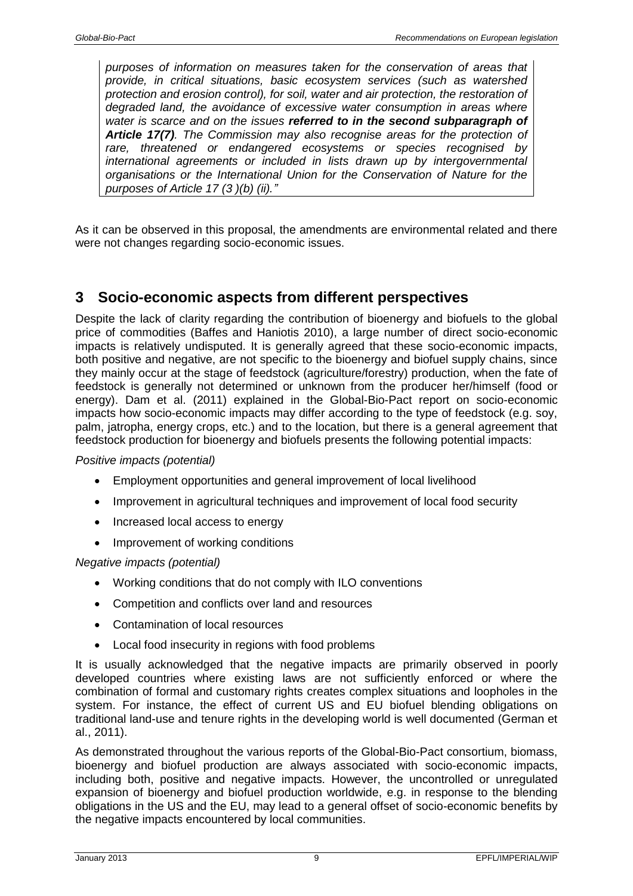> *purposes of information on measures taken for the conservation of areas that provide, in critical situations, basic ecosystem services (such as watershed protection and erosion control), for soil, water and air protection, the restoration of degraded land, the avoidance of excessive water consumption in areas where water is scarce and on the issues **referred to in the second subparagraph of Article 17(7)**. The Commission may also recognise areas for the protection of rare, threatened or endangered ecosystems or species recognised by international agreements or included in lists drawn up by intergovernmental organisations or the International Union for the Conservation of Nature for the purposes of Article 17 (3 )(b) (ii)."*

As it can be observed in this proposal, the amendments are environmental related and there were not changes regarding socio-economic issues.

# 3 Socio-economic aspects from different perspectives

Despite the lack of clarity regarding the contribution of bioenergy and biofuels to the global price of commodities (Baffes and Haniotis 2010), a large number of direct socio-economic impacts is relatively undisputed. It is generally agreed that these socio-economic impacts, both positive and negative, are not specific to the bioenergy and biofuel supply chains, since they mainly occur at the stage of feedstock (agriculture/forestry) production, when the fate of feedstock is generally not determined or unknown from the producer her/himself (food or energy). Dam et al. (2011) explained in the Global-Bio-Pact report on socio-economic impacts how socio-economic impacts may differ according to the type of feedstock (e.g. soy, palm, jatropha, energy crops, etc.) and to the location, but there is a general agreement that feedstock production for bioenergy and biofuels presents the following potential impacts:

*Positive impacts (potential)*

- Employment opportunities and general improvement of local livelihood
- Improvement in agricultural techniques and improvement of local food security
- Increased local access to energy
- Improvement of working conditions

*Negative impacts (potential)*

- Working conditions that do not comply with ILO conventions
- Competition and conflicts over land and resources
- Contamination of local resources
- Local food insecurity in regions with food problems

It is usually acknowledged that the negative impacts are primarily observed in poorly developed countries where existing laws are not sufficiently enforced or where the combination of formal and customary rights creates complex situations and loopholes in the system. For instance, the effect of current US and EU biofuel blending obligations on traditional land-use and tenure rights in the developing world is well documented (German et al., 2011).

As demonstrated throughout the various reports of the Global-Bio-Pact consortium, biomass, bioenergy and biofuel production are always associated with socio-economic impacts, including both, positive and negative impacts. However, the uncontrolled or unregulated expansion of bioenergy and biofuel production worldwide, e.g. in response to the blending obligations in the US and the EU, may lead to a general offset of socio-economic benefits by the negative impacts encountered by local communities.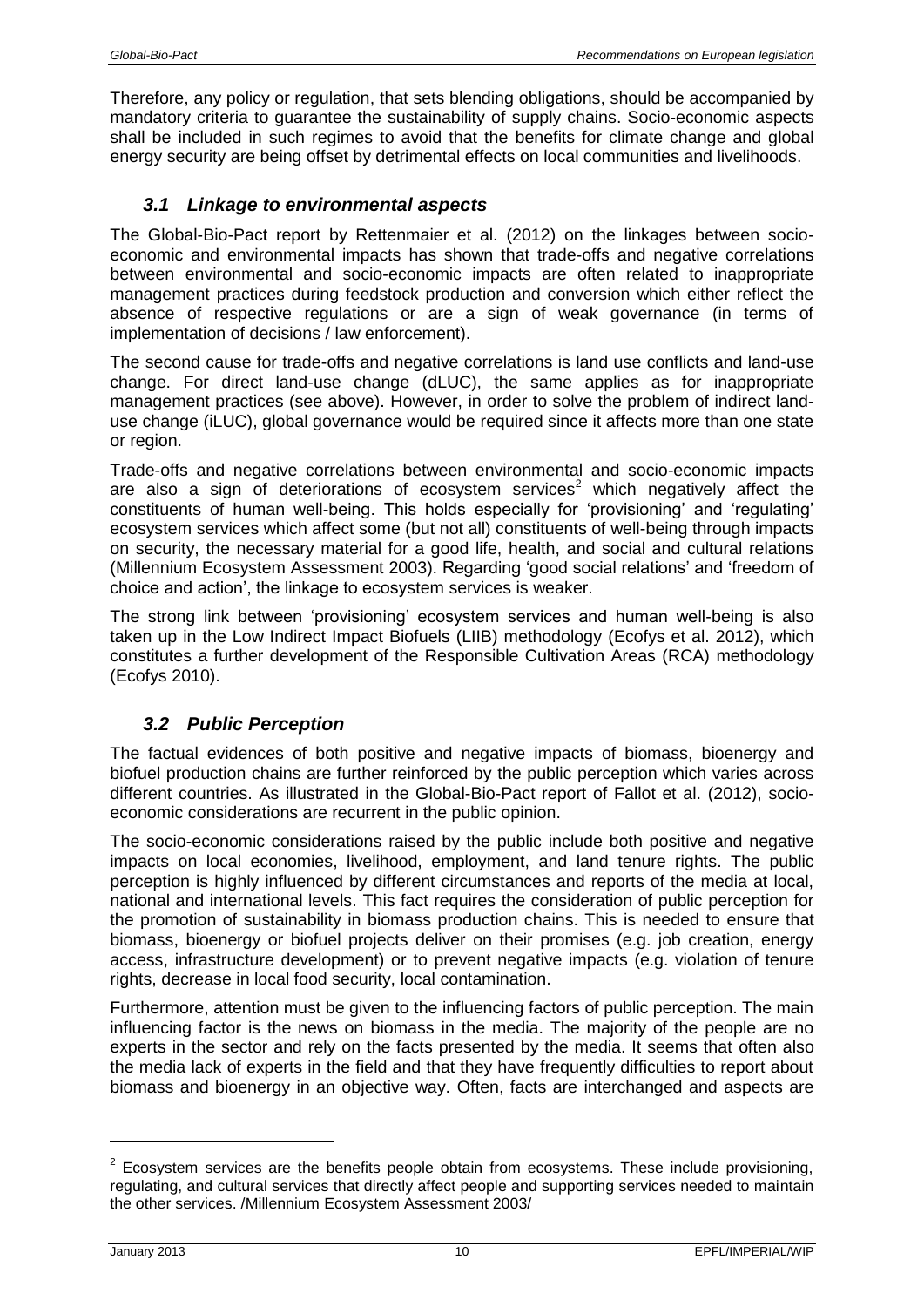Therefore, any policy or regulation, that sets blending obligations, should be accompanied by mandatory criteria to guarantee the sustainability of supply chains. Socio-economic aspects shall be included in such regimes to avoid that the benefits for climate change and global energy security are being offset by detrimental effects on local communities and livelihoods.

### *3.1 Linkage to environmental aspects*

The Global-Bio-Pact report by Rettenmaier et al. (2012) on the linkages between socio-economic and environmental impacts has shown that trade-offs and negative correlations between environmental and socio-economic impacts are often related to inappropriate management practices during feedstock production and conversion which either reflect the absence of respective regulations or are a sign of weak governance (in terms of implementation of decisions / law enforcement).

The second cause for trade-offs and negative correlations is land use conflicts and land-use change. For direct land-use change (dLUC), the same applies as for inappropriate management practices (see above). However, in order to solve the problem of indirect land-use change (iLUC), global governance would be required since it affects more than one state or region.

Trade-offs and negative correlations between environmental and socio-economic impacts are also a sign of deteriorations of ecosystem services[2] which negatively affect the constituents of human well-being. This holds especially for 'provisioning' and 'regulating' ecosystem services which affect some (but not all) constituents of well-being through impacts on security, the necessary material for a good life, health, and social and cultural relations (Millennium Ecosystem Assessment 2003). Regarding 'good social relations' and 'freedom of choice and action', the linkage to ecosystem services is weaker.

The strong link between 'provisioning' ecosystem services and human well-being is also taken up in the Low Indirect Impact Biofuels (LIIB) methodology (Ecofys et al. 2012), which constitutes a further development of the Responsible Cultivation Areas (RCA) methodology (Ecofys 2010).

### *3.2 Public Perception*

The factual evidences of both positive and negative impacts of biomass, bioenergy and biofuel production chains are further reinforced by the public perception which varies across different countries. As illustrated in the Global-Bio-Pact report of Fallot et al. (2012), socio-economic considerations are recurrent in the public opinion.

The socio-economic considerations raised by the public include both positive and negative impacts on local economies, livelihood, employment, and land tenure rights. The public perception is highly influenced by different circumstances and reports of the media at local, national and international levels. This fact requires the consideration of public perception for the promotion of sustainability in biomass production chains. This is needed to ensure that biomass, bioenergy or biofuel projects deliver on their promises (e.g. job creation, energy access, infrastructure development) or to prevent negative impacts (e.g. violation of tenure rights, decrease in local food security, local contamination.

Furthermore, attention must be given to the influencing factors of public perception. The main influencing factor is the news on biomass in the media. The majority of the people are no experts in the sector and rely on the facts presented by the media. It seems that often also the media lack of experts in the field and that they have frequently difficulties to report about biomass and bioenergy in an objective way. Often, facts are interchanged and aspects are

---

[2] Ecosystem services are the benefits people obtain from ecosystems. These include provisioning, regulating, and cultural services that directly affect people and supporting services needed to maintain the other services. /Millennium Ecosystem Assessment 2003/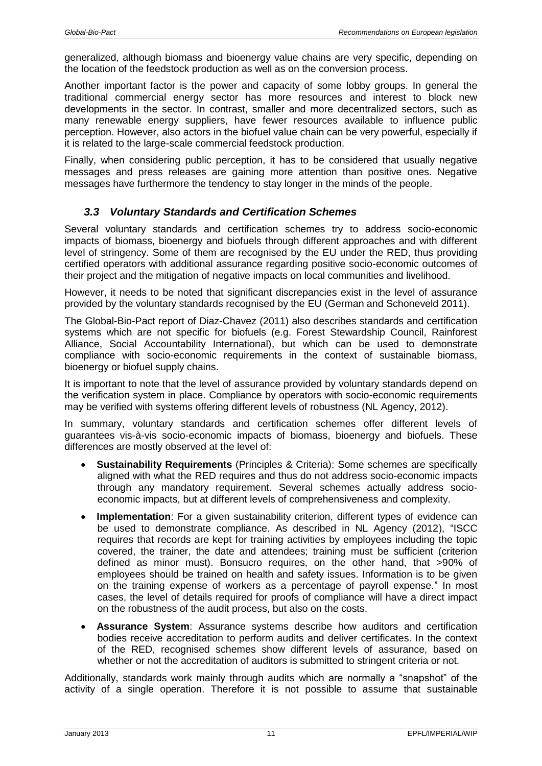generalized, although biomass and bioenergy value chains are very specific, depending on the location of the feedstock production as well as on the conversion process.

Another important factor is the power and capacity of some lobby groups. In general the traditional commercial energy sector has more resources and interest to block new developments in the sector. In contrast, smaller and more decentralized sectors, such as many renewable energy suppliers, have fewer resources available to influence public perception. However, also actors in the biofuel value chain can be very powerful, especially if it is related to the large-scale commercial feedstock production.

Finally, when considering public perception, it has to be considered that usually negative messages and press releases are gaining more attention than positive ones. Negative messages have furthermore the tendency to stay longer in the minds of the people.

### *3.3 Voluntary Standards and Certification Schemes*

Several voluntary standards and certification schemes try to address socio-economic impacts of biomass, bioenergy and biofuels through different approaches and with different level of stringency. Some of them are recognised by the EU under the RED, thus providing certified operators with additional assurance regarding positive socio-economic outcomes of their project and the mitigation of negative impacts on local communities and livelihood.

However, it needs to be noted that significant discrepancies exist in the level of assurance provided by the voluntary standards recognised by the EU (German and Schoneveld 2011).

The Global-Bio-Pact report of Diaz-Chavez (2011) also describes standards and certification systems which are not specific for biofuels (e.g. Forest Stewardship Council, Rainforest Alliance, Social Accountability International), but which can be used to demonstrate compliance with socio-economic requirements in the context of sustainable biomass, bioenergy or biofuel supply chains.

It is important to note that the level of assurance provided by voluntary standards depend on the verification system in place. Compliance by operators with socio-economic requirements may be verified with systems offering different levels of robustness (NL Agency, 2012).

In summary, voluntary standards and certification schemes offer different levels of guarantees vis-à-vis socio-economic impacts of biomass, bioenergy and biofuels. These differences are mostly observed at the level of:

- **Sustainability Requirements** (Principles & Criteria): Some schemes are specifically aligned with what the RED requires and thus do not address socio-economic impacts through any mandatory requirement. Several schemes actually address socio-economic impacts, but at different levels of comprehensiveness and complexity.
- **Implementation**: For a given sustainability criterion, different types of evidence can be used to demonstrate compliance. As described in NL Agency (2012), "ISCC requires that records are kept for training activities by employees including the topic covered, the trainer, the date and attendees; training must be sufficient (criterion defined as minor must). Bonsucro requires, on the other hand, that >90% of employees should be trained on health and safety issues. Information is to be given on the training expense of workers as a percentage of payroll expense." In most cases, the level of details required for proofs of compliance will have a direct impact on the robustness of the audit process, but also on the costs.
- **Assurance System**: Assurance systems describe how auditors and certification bodies receive accreditation to perform audits and deliver certificates. In the context of the RED, recognised schemes show different levels of assurance, based on whether or not the accreditation of auditors is submitted to stringent criteria or not.

Additionally, standards work mainly through audits which are normally a "snapshot" of the activity of a single operation. Therefore it is not possible to assume that sustainable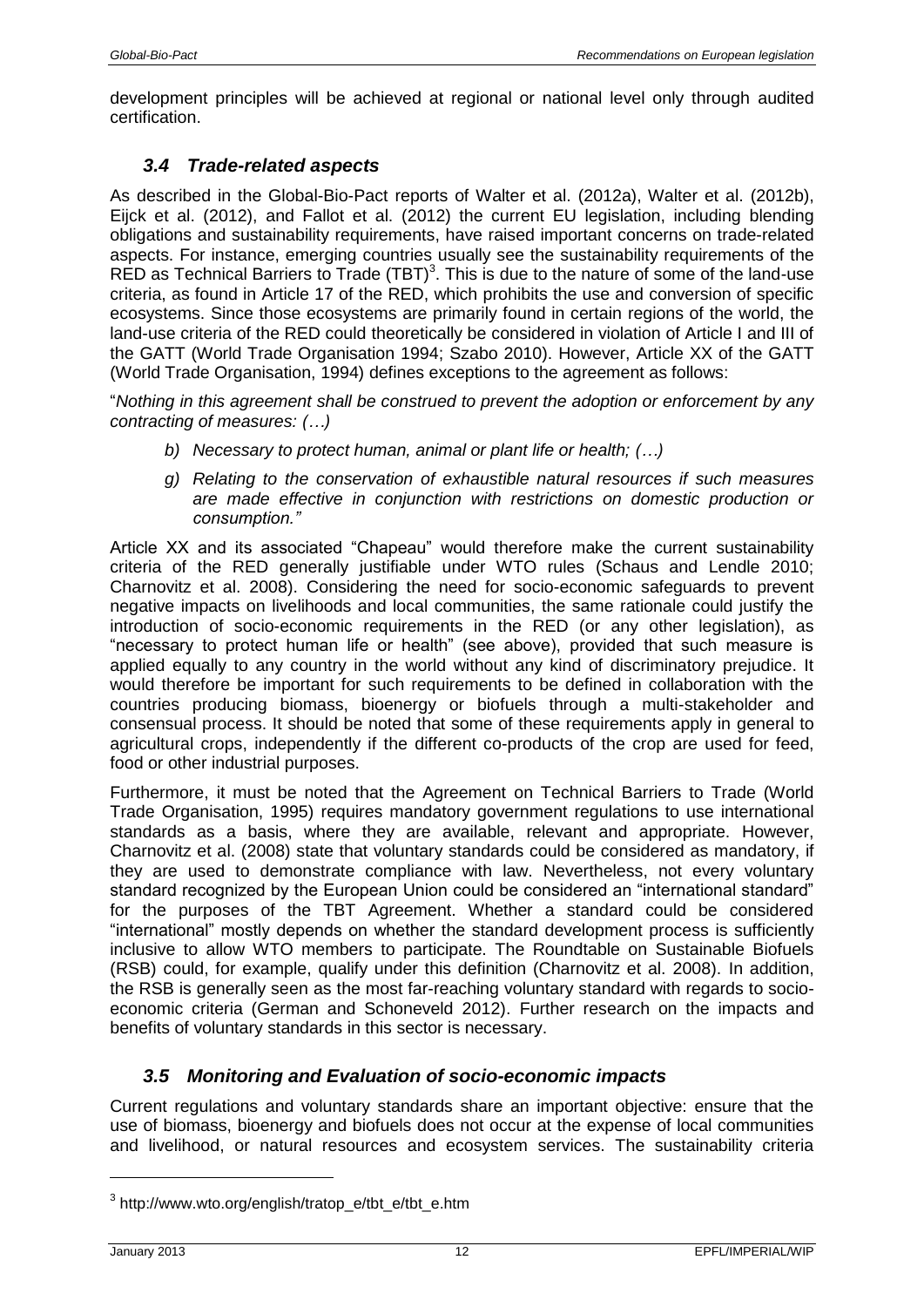development principles will be achieved at regional or national level only through audited certification.

### *3.4 Trade-related aspects*

As described in the Global-Bio-Pact reports of Walter et al. (2012a), Walter et al. (2012b), Eijck et al. (2012), and Fallot et al. (2012) the current EU legislation, including blending obligations and sustainability requirements, have raised important concerns on trade-related aspects. For instance, emerging countries usually see the sustainability requirements of the RED as Technical Barriers to Trade (TBT)[3]. This is due to the nature of some of the land-use criteria, as found in Article 17 of the RED, which prohibits the use and conversion of specific ecosystems. Since those ecosystems are primarily found in certain regions of the world, the land-use criteria of the RED could theoretically be considered in violation of Article I and III of the GATT (World Trade Organisation 1994; Szabo 2010). However, Article XX of the GATT (World Trade Organisation, 1994) defines exceptions to the agreement as follows:

"*Nothing in this agreement shall be construed to prevent the adoption or enforcement by any contracting of measures: (…)*

> *b) Necessary to protect human, animal or plant life or health; (…)*
>
> *g) Relating to the conservation of exhaustible natural resources if such measures are made effective in conjunction with restrictions on domestic production or consumption."*

Article XX and its associated "Chapeau" would therefore make the current sustainability criteria of the RED generally justifiable under WTO rules (Schaus and Lendle 2010; Charnovitz et al. 2008). Considering the need for socio-economic safeguards to prevent negative impacts on livelihoods and local communities, the same rationale could justify the introduction of socio-economic requirements in the RED (or any other legislation), as "necessary to protect human life or health" (see above), provided that such measure is applied equally to any country in the world without any kind of discriminatory prejudice. It would therefore be important for such requirements to be defined in collaboration with the countries producing biomass, bioenergy or biofuels through a multi-stakeholder and consensual process. It should be noted that some of these requirements apply in general to agricultural crops, independently if the different co-products of the crop are used for feed, food or other industrial purposes.

Furthermore, it must be noted that the Agreement on Technical Barriers to Trade (World Trade Organisation, 1995) requires mandatory government regulations to use international standards as a basis, where they are available, relevant and appropriate. However, Charnovitz et al. (2008) state that voluntary standards could be considered as mandatory, if they are used to demonstrate compliance with law. Nevertheless, not every voluntary standard recognized by the European Union could be considered an "international standard" for the purposes of the TBT Agreement. Whether a standard could be considered "international" mostly depends on whether the standard development process is sufficiently inclusive to allow WTO members to participate. The Roundtable on Sustainable Biofuels (RSB) could, for example, qualify under this definition (Charnovitz et al. 2008). In addition, the RSB is generally seen as the most far-reaching voluntary standard with regards to socio-economic criteria (German and Schoneveld 2012). Further research on the impacts and benefits of voluntary standards in this sector is necessary.

### *3.5 Monitoring and Evaluation of socio-economic impacts*

Current regulations and voluntary standards share an important objective: ensure that the use of biomass, bioenergy and biofuels does not occur at the expense of local communities and livelihood, or natural resources and ecosystem services. The sustainability criteria

[3] http://www.wto.org/english/tratop_e/tbt_e/tbt_e.htm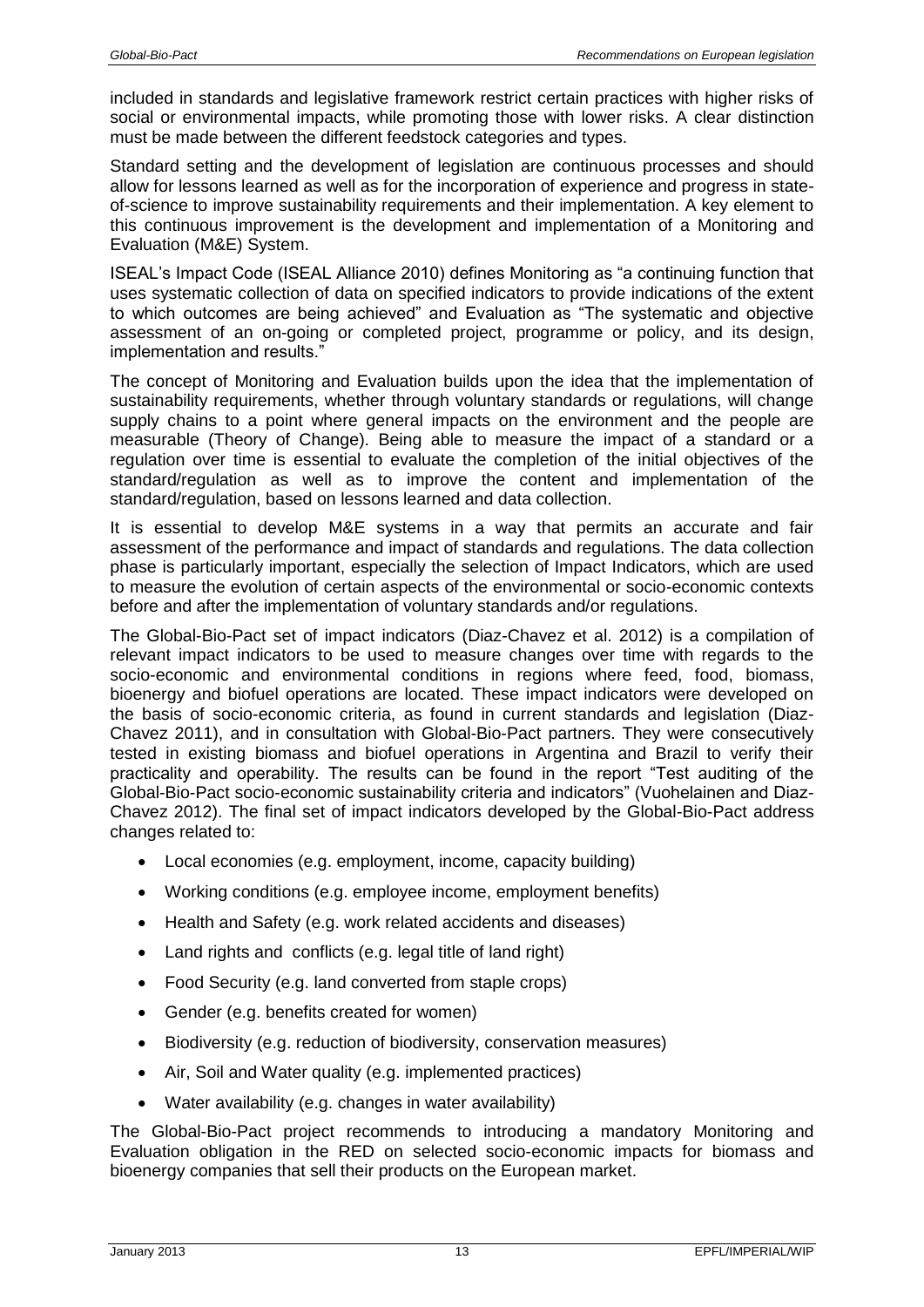included in standards and legislative framework restrict certain practices with higher risks of social or environmental impacts, while promoting those with lower risks. A clear distinction must be made between the different feedstock categories and types.

Standard setting and the development of legislation are continuous processes and should allow for lessons learned as well as for the incorporation of experience and progress in state-of-science to improve sustainability requirements and their implementation. A key element to this continuous improvement is the development and implementation of a Monitoring and Evaluation (M&E) System.

ISEAL's Impact Code (ISEAL Alliance 2010) defines Monitoring as "a continuing function that uses systematic collection of data on specified indicators to provide indications of the extent to which outcomes are being achieved" and Evaluation as "The systematic and objective assessment of an on-going or completed project, programme or policy, and its design, implementation and results."

The concept of Monitoring and Evaluation builds upon the idea that the implementation of sustainability requirements, whether through voluntary standards or regulations, will change supply chains to a point where general impacts on the environment and the people are measurable (Theory of Change). Being able to measure the impact of a standard or a regulation over time is essential to evaluate the completion of the initial objectives of the standard/regulation as well as to improve the content and implementation of the standard/regulation, based on lessons learned and data collection.

It is essential to develop M&E systems in a way that permits an accurate and fair assessment of the performance and impact of standards and regulations. The data collection phase is particularly important, especially the selection of Impact Indicators, which are used to measure the evolution of certain aspects of the environmental or socio-economic contexts before and after the implementation of voluntary standards and/or regulations.

The Global-Bio-Pact set of impact indicators (Diaz-Chavez et al. 2012) is a compilation of relevant impact indicators to be used to measure changes over time with regards to the socio-economic and environmental conditions in regions where feed, food, biomass, bioenergy and biofuel operations are located. These impact indicators were developed on the basis of socio-economic criteria, as found in current standards and legislation (Diaz-Chavez 2011), and in consultation with Global-Bio-Pact partners. They were consecutively tested in existing biomass and biofuel operations in Argentina and Brazil to verify their practicality and operability. The results can be found in the report "Test auditing of the Global-Bio-Pact socio-economic sustainability criteria and indicators" (Vuohelainen and Diaz-Chavez 2012). The final set of impact indicators developed by the Global-Bio-Pact address changes related to:

- Local economies (e.g. employment, income, capacity building)
- Working conditions (e.g. employee income, employment benefits)
- Health and Safety (e.g. work related accidents and diseases)
- Land rights and conflicts (e.g. legal title of land right)
- Food Security (e.g. land converted from staple crops)
- Gender (e.g. benefits created for women)
- Biodiversity (e.g. reduction of biodiversity, conservation measures)
- Air, Soil and Water quality (e.g. implemented practices)
- Water availability (e.g. changes in water availability)

The Global-Bio-Pact project recommends to introducing a mandatory Monitoring and Evaluation obligation in the RED on selected socio-economic impacts for biomass and bioenergy companies that sell their products on the European market.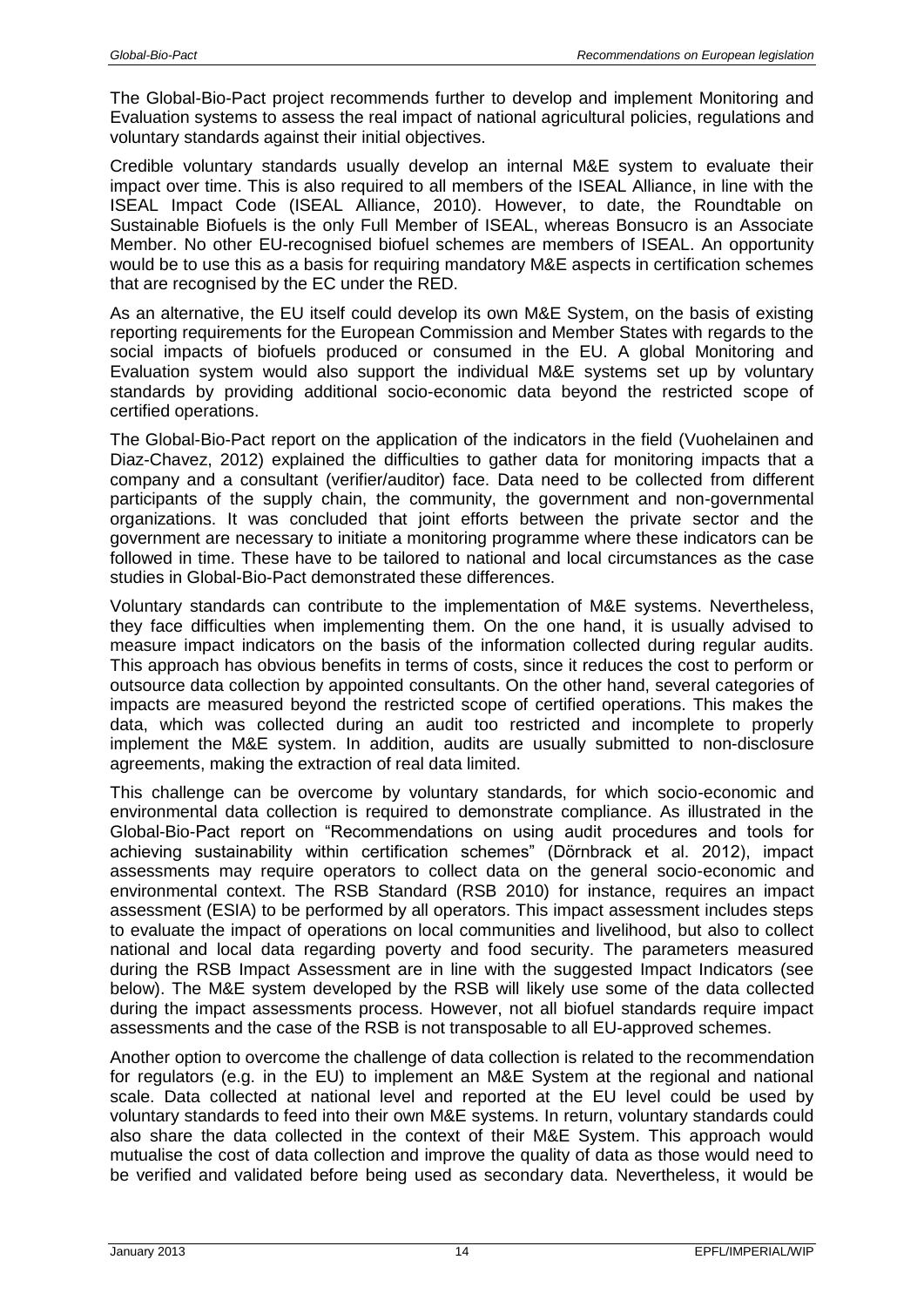The Global-Bio-Pact project recommends further to develop and implement Monitoring and Evaluation systems to assess the real impact of national agricultural policies, regulations and voluntary standards against their initial objectives.

Credible voluntary standards usually develop an internal M&E system to evaluate their impact over time. This is also required to all members of the ISEAL Alliance, in line with the ISEAL Impact Code (ISEAL Alliance, 2010). However, to date, the Roundtable on Sustainable Biofuels is the only Full Member of ISEAL, whereas Bonsucro is an Associate Member. No other EU-recognised biofuel schemes are members of ISEAL. An opportunity would be to use this as a basis for requiring mandatory M&E aspects in certification schemes that are recognised by the EC under the RED.

As an alternative, the EU itself could develop its own M&E System, on the basis of existing reporting requirements for the European Commission and Member States with regards to the social impacts of biofuels produced or consumed in the EU. A global Monitoring and Evaluation system would also support the individual M&E systems set up by voluntary standards by providing additional socio-economic data beyond the restricted scope of certified operations.

The Global-Bio-Pact report on the application of the indicators in the field (Vuohelainen and Diaz-Chavez, 2012) explained the difficulties to gather data for monitoring impacts that a company and a consultant (verifier/auditor) face. Data need to be collected from different participants of the supply chain, the community, the government and non-governmental organizations. It was concluded that joint efforts between the private sector and the government are necessary to initiate a monitoring programme where these indicators can be followed in time. These have to be tailored to national and local circumstances as the case studies in Global-Bio-Pact demonstrated these differences.

Voluntary standards can contribute to the implementation of M&E systems. Nevertheless, they face difficulties when implementing them. On the one hand, it is usually advised to measure impact indicators on the basis of the information collected during regular audits. This approach has obvious benefits in terms of costs, since it reduces the cost to perform or outsource data collection by appointed consultants. On the other hand, several categories of impacts are measured beyond the restricted scope of certified operations. This makes the data, which was collected during an audit too restricted and incomplete to properly implement the M&E system. In addition, audits are usually submitted to non-disclosure agreements, making the extraction of real data limited.

This challenge can be overcome by voluntary standards, for which socio-economic and environmental data collection is required to demonstrate compliance. As illustrated in the Global-Bio-Pact report on "Recommendations on using audit procedures and tools for achieving sustainability within certification schemes" (Dörnbrack et al. 2012), impact assessments may require operators to collect data on the general socio-economic and environmental context. The RSB Standard (RSB 2010) for instance, requires an impact assessment (ESIA) to be performed by all operators. This impact assessment includes steps to evaluate the impact of operations on local communities and livelihood, but also to collect national and local data regarding poverty and food security. The parameters measured during the RSB Impact Assessment are in line with the suggested Impact Indicators (see below). The M&E system developed by the RSB will likely use some of the data collected during the impact assessments process. However, not all biofuel standards require impact assessments and the case of the RSB is not transposable to all EU-approved schemes.

Another option to overcome the challenge of data collection is related to the recommendation for regulators (e.g. in the EU) to implement an M&E System at the regional and national scale. Data collected at national level and reported at the EU level could be used by voluntary standards to feed into their own M&E systems. In return, voluntary standards could also share the data collected in the context of their M&E System. This approach would mutualise the cost of data collection and improve the quality of data as those would need to be verified and validated before being used as secondary data. Nevertheless, it would be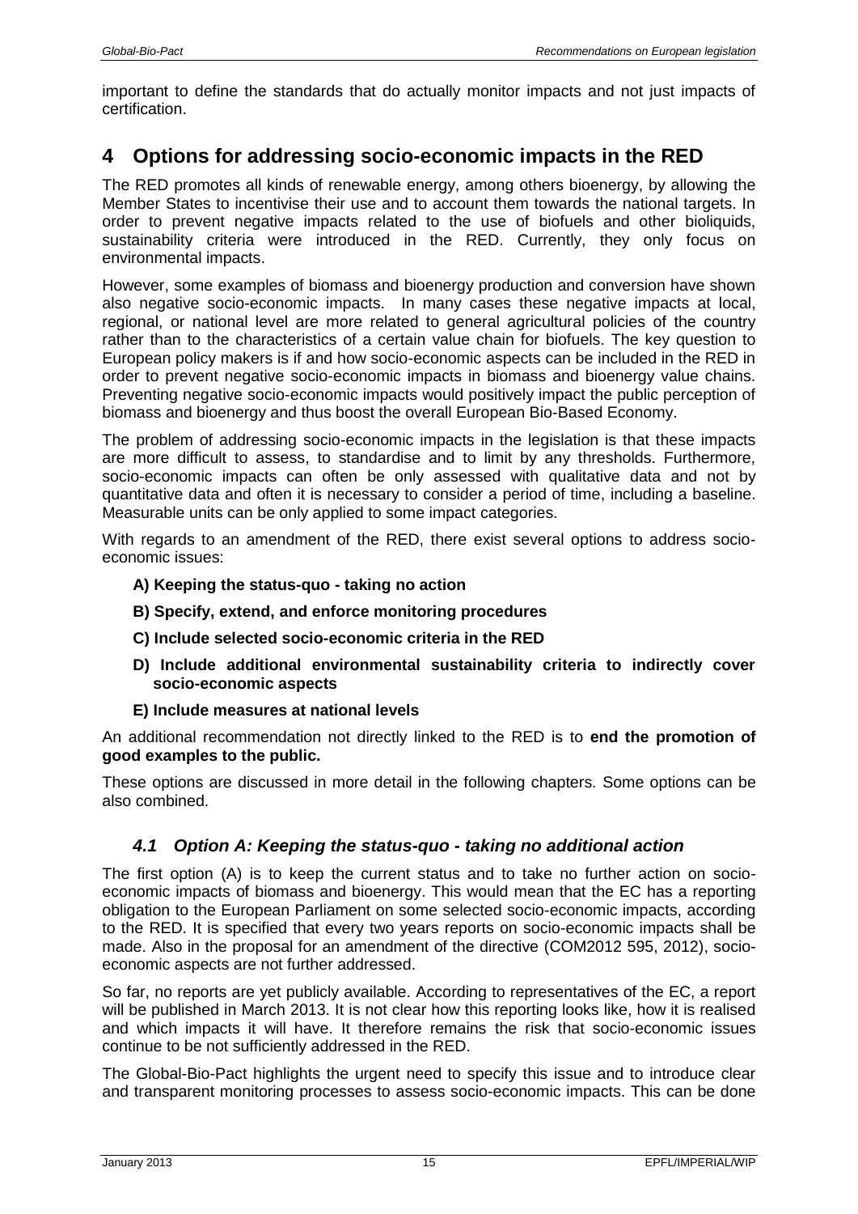important to define the standards that do actually monitor impacts and not just impacts of certification.

# 4 Options for addressing socio-economic impacts in the RED

The RED promotes all kinds of renewable energy, among others bioenergy, by allowing the Member States to incentivise their use and to account them towards the national targets. In order to prevent negative impacts related to the use of biofuels and other bioliquids, sustainability criteria were introduced in the RED. Currently, they only focus on environmental impacts.

However, some examples of biomass and bioenergy production and conversion have shown also negative socio-economic impacts. In many cases these negative impacts at local, regional, or national level are more related to general agricultural policies of the country rather than to the characteristics of a certain value chain for biofuels. The key question to European policy makers is if and how socio-economic aspects can be included in the RED in order to prevent negative socio-economic impacts in biomass and bioenergy value chains. Preventing negative socio-economic impacts would positively impact the public perception of biomass and bioenergy and thus boost the overall European Bio-Based Economy.

The problem of addressing socio-economic impacts in the legislation is that these impacts are more difficult to assess, to standardise and to limit by any thresholds. Furthermore, socio-economic impacts can often be only assessed with qualitative data and not by quantitative data and often it is necessary to consider a period of time, including a baseline. Measurable units can be only applied to some impact categories.

With regards to an amendment of the RED, there exist several options to address socio-economic issues:

- **A) Keeping the status-quo - taking no action**
- **B) Specify, extend, and enforce monitoring procedures**
- **C) Include selected socio-economic criteria in the RED**
- **D) Include additional environmental sustainability criteria to indirectly cover socio-economic aspects**
- **E) Include measures at national levels**

An additional recommendation not directly linked to the RED is to **end the promotion of good examples to the public.**

These options are discussed in more detail in the following chapters. Some options can be also combined.

## *4.1 Option A: Keeping the status-quo - taking no additional action*

The first option (A) is to keep the current status and to take no further action on socio-economic impacts of biomass and bioenergy. This would mean that the EC has a reporting obligation to the European Parliament on some selected socio-economic impacts, according to the RED. It is specified that every two years reports on socio-economic impacts shall be made. Also in the proposal for an amendment of the directive (COM2012 595, 2012), socio-economic aspects are not further addressed.

So far, no reports are yet publicly available. According to representatives of the EC, a report will be published in March 2013. It is not clear how this reporting looks like, how it is realised and which impacts it will have. It therefore remains the risk that socio-economic issues continue to be not sufficiently addressed in the RED.

The Global-Bio-Pact highlights the urgent need to specify this issue and to introduce clear and transparent monitoring processes to assess socio-economic impacts. This can be done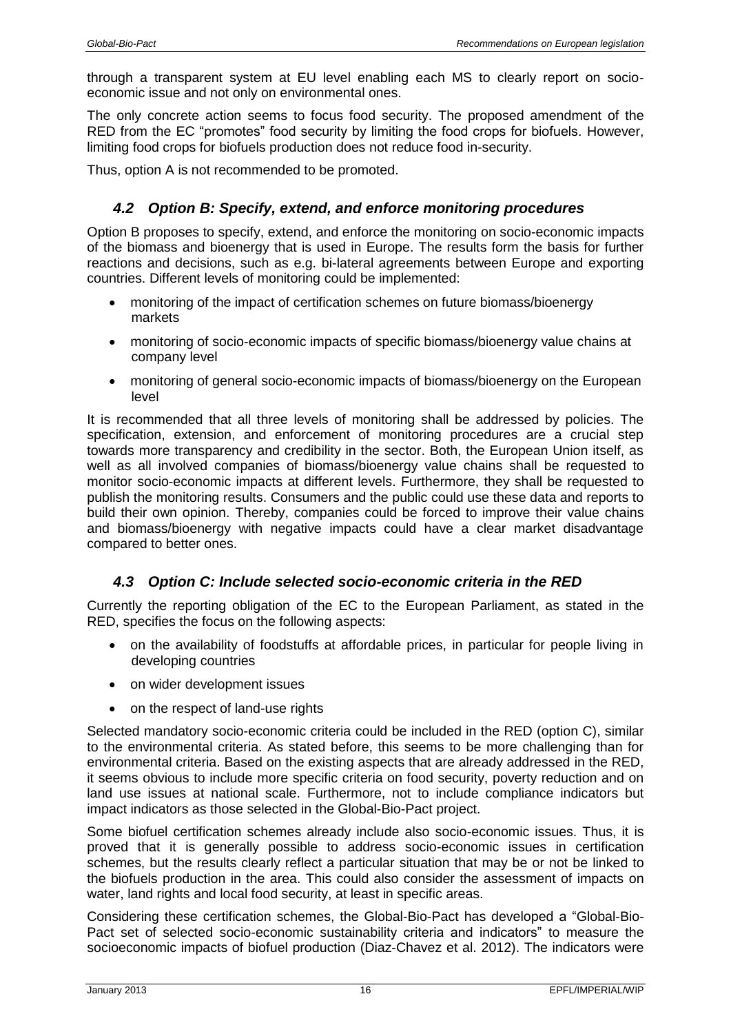through a transparent system at EU level enabling each MS to clearly report on socio-economic issue and not only on environmental ones.

The only concrete action seems to focus food security. The proposed amendment of the RED from the EC "promotes" food security by limiting the food crops for biofuels. However, limiting food crops for biofuels production does not reduce food in-security.

Thus, option A is not recommended to be promoted.

### *4.2 Option B: Specify, extend, and enforce monitoring procedures*

Option B proposes to specify, extend, and enforce the monitoring on socio-economic impacts of the biomass and bioenergy that is used in Europe. The results form the basis for further reactions and decisions, such as e.g. bi-lateral agreements between Europe and exporting countries. Different levels of monitoring could be implemented:

- monitoring of the impact of certification schemes on future biomass/bioenergy markets
- monitoring of socio-economic impacts of specific biomass/bioenergy value chains at company level
- monitoring of general socio-economic impacts of biomass/bioenergy on the European level

It is recommended that all three levels of monitoring shall be addressed by policies. The specification, extension, and enforcement of monitoring procedures are a crucial step towards more transparency and credibility in the sector. Both, the European Union itself, as well as all involved companies of biomass/bioenergy value chains shall be requested to monitor socio-economic impacts at different levels. Furthermore, they shall be requested to publish the monitoring results. Consumers and the public could use these data and reports to build their own opinion. Thereby, companies could be forced to improve their value chains and biomass/bioenergy with negative impacts could have a clear market disadvantage compared to better ones.

### *4.3 Option C: Include selected socio-economic criteria in the RED*

Currently the reporting obligation of the EC to the European Parliament, as stated in the RED, specifies the focus on the following aspects:

- on the availability of foodstuffs at affordable prices, in particular for people living in developing countries
- on wider development issues
- on the respect of land-use rights

Selected mandatory socio-economic criteria could be included in the RED (option C), similar to the environmental criteria. As stated before, this seems to be more challenging than for environmental criteria. Based on the existing aspects that are already addressed in the RED, it seems obvious to include more specific criteria on food security, poverty reduction and on land use issues at national scale. Furthermore, not to include compliance indicators but impact indicators as those selected in the Global-Bio-Pact project.

Some biofuel certification schemes already include also socio-economic issues. Thus, it is proved that it is generally possible to address socio-economic issues in certification schemes, but the results clearly reflect a particular situation that may be or not be linked to the biofuels production in the area. This could also consider the assessment of impacts on water, land rights and local food security, at least in specific areas.

Considering these certification schemes, the Global-Bio-Pact has developed a "Global-Bio-Pact set of selected socio-economic sustainability criteria and indicators" to measure the socioeconomic impacts of biofuel production (Diaz-Chavez et al. 2012). The indicators were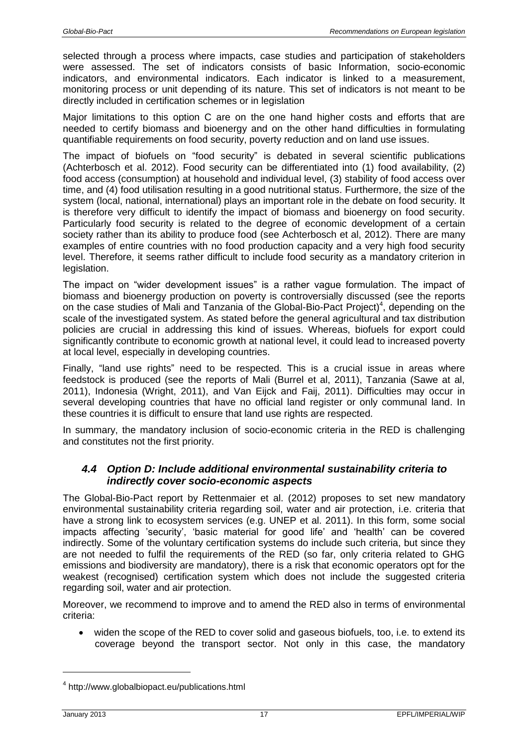selected through a process where impacts, case studies and participation of stakeholders were assessed. The set of indicators consists of basic Information, socio-economic indicators, and environmental indicators. Each indicator is linked to a measurement, monitoring process or unit depending of its nature. This set of indicators is not meant to be directly included in certification schemes or in legislation

Major limitations to this option C are on the one hand higher costs and efforts that are needed to certify biomass and bioenergy and on the other hand difficulties in formulating quantifiable requirements on food security, poverty reduction and on land use issues.

The impact of biofuels on "food security" is debated in several scientific publications (Achterbosch et al. 2012). Food security can be differentiated into (1) food availability, (2) food access (consumption) at household and individual level, (3) stability of food access over time, and (4) food utilisation resulting in a good nutritional status. Furthermore, the size of the system (local, national, international) plays an important role in the debate on food security. It is therefore very difficult to identify the impact of biomass and bioenergy on food security. Particularly food security is related to the degree of economic development of a certain society rather than its ability to produce food (see Achterbosch et al, 2012). There are many examples of entire countries with no food production capacity and a very high food security level. Therefore, it seems rather difficult to include food security as a mandatory criterion in legislation.

The impact on "wider development issues" is a rather vague formulation. The impact of biomass and bioenergy production on poverty is controversially discussed (see the reports on the case studies of Mali and Tanzania of the Global-Bio-Pact Project)[4], depending on the scale of the investigated system. As stated before the general agricultural and tax distribution policies are crucial in addressing this kind of issues. Whereas, biofuels for export could significantly contribute to economic growth at national level, it could lead to increased poverty at local level, especially in developing countries.

Finally, "land use rights" need to be respected. This is a crucial issue in areas where feedstock is produced (see the reports of Mali (Burrel et al, 2011), Tanzania (Sawe at al, 2011), Indonesia (Wright, 2011), and Van Eijck and Faij, 2011). Difficulties may occur in several developing countries that have no official land register or only communal land. In these countries it is difficult to ensure that land use rights are respected.

In summary, the mandatory inclusion of socio-economic criteria in the RED is challenging and constitutes not the first priority.

### *4.4 Option D: Include additional environmental sustainability criteria to indirectly cover socio-economic aspects*

The Global-Bio-Pact report by Rettenmaier et al. (2012) proposes to set new mandatory environmental sustainability criteria regarding soil, water and air protection, i.e. criteria that have a strong link to ecosystem services (e.g. UNEP et al. 2011). In this form, some social impacts affecting 'security', 'basic material for good life' and 'health' can be covered indirectly. Some of the voluntary certification systems do include such criteria, but since they are not needed to fulfil the requirements of the RED (so far, only criteria related to GHG emissions and biodiversity are mandatory), there is a risk that economic operators opt for the weakest (recognised) certification system which does not include the suggested criteria regarding soil, water and air protection.

Moreover, we recommend to improve and to amend the RED also in terms of environmental criteria:

- widen the scope of the RED to cover solid and gaseous biofuels, too, i.e. to extend its coverage beyond the transport sector. Not only in this case, the mandatory

[4] http://www.globalbiopact.eu/publications.html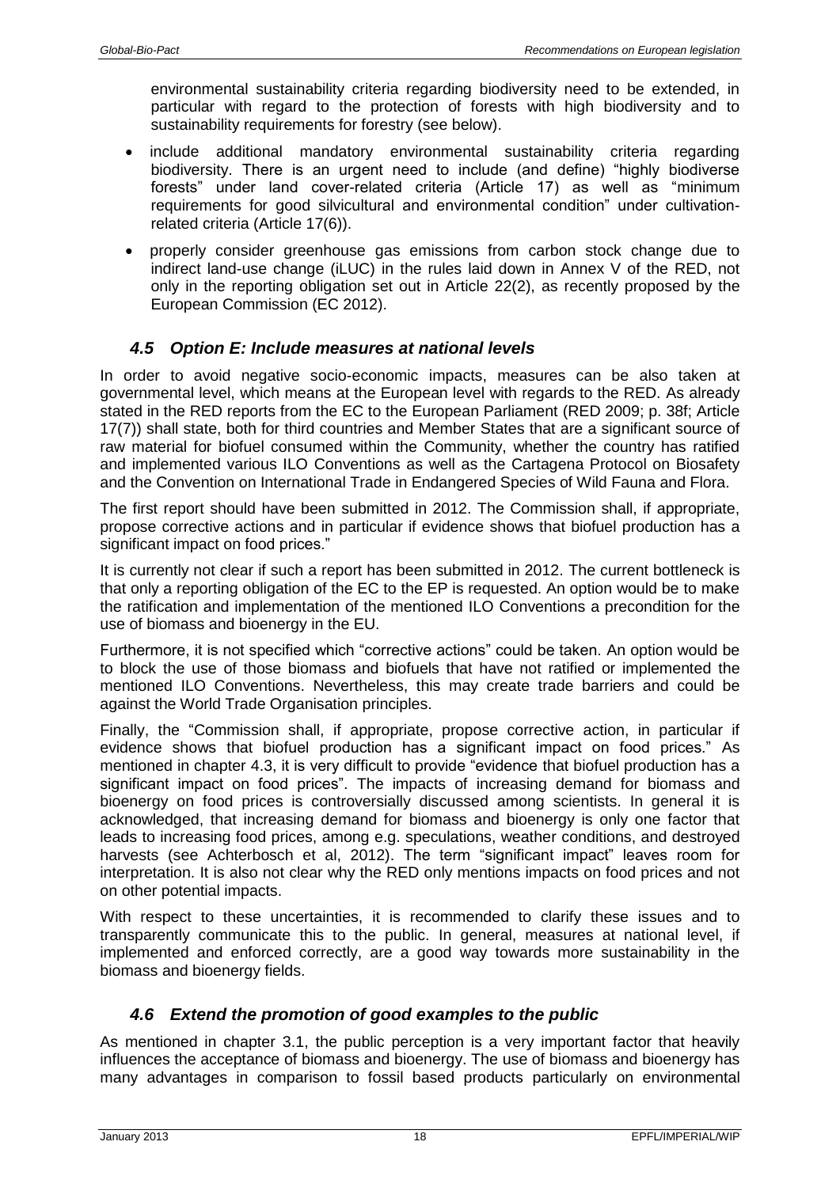environmental sustainability criteria regarding biodiversity need to be extended, in particular with regard to the protection of forests with high biodiversity and to sustainability requirements for forestry (see below).

- include additional mandatory environmental sustainability criteria regarding biodiversity. There is an urgent need to include (and define) "highly biodiverse forests" under land cover-related criteria (Article 17) as well as "minimum requirements for good silvicultural and environmental condition" under cultivation-related criteria (Article 17(6)).
- properly consider greenhouse gas emissions from carbon stock change due to indirect land-use change (iLUC) in the rules laid down in Annex V of the RED, not only in the reporting obligation set out in Article 22(2), as recently proposed by the European Commission (EC 2012).

### *4.5 Option E: Include measures at national levels*

In order to avoid negative socio-economic impacts, measures can be also taken at governmental level, which means at the European level with regards to the RED. As already stated in the RED reports from the EC to the European Parliament (RED 2009; p. 38f; Article 17(7)) shall state, both for third countries and Member States that are a significant source of raw material for biofuel consumed within the Community, whether the country has ratified and implemented various ILO Conventions as well as the Cartagena Protocol on Biosafety and the Convention on International Trade in Endangered Species of Wild Fauna and Flora.

The first report should have been submitted in 2012. The Commission shall, if appropriate, propose corrective actions and in particular if evidence shows that biofuel production has a significant impact on food prices."

It is currently not clear if such a report has been submitted in 2012. The current bottleneck is that only a reporting obligation of the EC to the EP is requested. An option would be to make the ratification and implementation of the mentioned ILO Conventions a precondition for the use of biomass and bioenergy in the EU.

Furthermore, it is not specified which "corrective actions" could be taken. An option would be to block the use of those biomass and biofuels that have not ratified or implemented the mentioned ILO Conventions. Nevertheless, this may create trade barriers and could be against the World Trade Organisation principles.

Finally, the "Commission shall, if appropriate, propose corrective action, in particular if evidence shows that biofuel production has a significant impact on food prices." As mentioned in chapter 4.3, it is very difficult to provide "evidence that biofuel production has a significant impact on food prices". The impacts of increasing demand for biomass and bioenergy on food prices is controversially discussed among scientists. In general it is acknowledged, that increasing demand for biomass and bioenergy is only one factor that leads to increasing food prices, among e.g. speculations, weather conditions, and destroyed harvests (see Achterbosch et al, 2012). The term "significant impact" leaves room for interpretation. It is also not clear why the RED only mentions impacts on food prices and not on other potential impacts.

With respect to these uncertainties, it is recommended to clarify these issues and to transparently communicate this to the public. In general, measures at national level, if implemented and enforced correctly, are a good way towards more sustainability in the biomass and bioenergy fields.

### *4.6 Extend the promotion of good examples to the public*

As mentioned in chapter 3.1, the public perception is a very important factor that heavily influences the acceptance of biomass and bioenergy. The use of biomass and bioenergy has many advantages in comparison to fossil based products particularly on environmental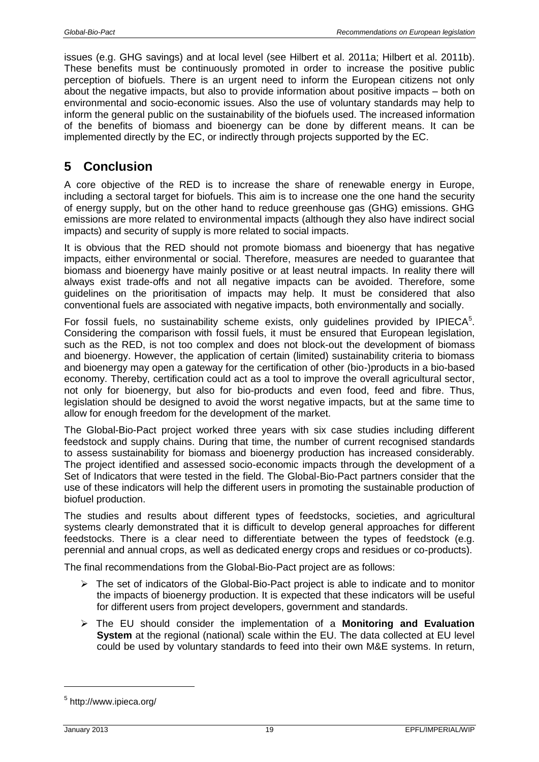issues (e.g. GHG savings) and at local level (see Hilbert et al. 2011a; Hilbert et al. 2011b). These benefits must be continuously promoted in order to increase the positive public perception of biofuels. There is an urgent need to inform the European citizens not only about the negative impacts, but also to provide information about positive impacts – both on environmental and socio-economic issues. Also the use of voluntary standards may help to inform the general public on the sustainability of the biofuels used. The increased information of the benefits of biomass and bioenergy can be done by different means. It can be implemented directly by the EC, or indirectly through projects supported by the EC.

# 5 Conclusion

A core objective of the RED is to increase the share of renewable energy in Europe, including a sectoral target for biofuels. This aim is to increase one the one hand the security of energy supply, but on the other hand to reduce greenhouse gas (GHG) emissions. GHG emissions are more related to environmental impacts (although they also have indirect social impacts) and security of supply is more related to social impacts.

It is obvious that the RED should not promote biomass and bioenergy that has negative impacts, either environmental or social. Therefore, measures are needed to guarantee that biomass and bioenergy have mainly positive or at least neutral impacts. In reality there will always exist trade-offs and not all negative impacts can be avoided. Therefore, some guidelines on the prioritisation of impacts may help. It must be considered that also conventional fuels are associated with negative impacts, both environmentally and socially.

For fossil fuels, no sustainability scheme exists, only guidelines provided by IPIECA[5]. Considering the comparison with fossil fuels, it must be ensured that European legislation, such as the RED, is not too complex and does not block-out the development of biomass and bioenergy. However, the application of certain (limited) sustainability criteria to biomass and bioenergy may open a gateway for the certification of other (bio-)products in a bio-based economy. Thereby, certification could act as a tool to improve the overall agricultural sector, not only for bioenergy, but also for bio-products and even food, feed and fibre. Thus, legislation should be designed to avoid the worst negative impacts, but at the same time to allow for enough freedom for the development of the market.

The Global-Bio-Pact project worked three years with six case studies including different feedstock and supply chains. During that time, the number of current recognised standards to assess sustainability for biomass and bioenergy production has increased considerably. The project identified and assessed socio-economic impacts through the development of a Set of Indicators that were tested in the field. The Global-Bio-Pact partners consider that the use of these indicators will help the different users in promoting the sustainable production of biofuel production.

The studies and results about different types of feedstocks, societies, and agricultural systems clearly demonstrated that it is difficult to develop general approaches for different feedstocks. There is a clear need to differentiate between the types of feedstock (e.g. perennial and annual crops, as well as dedicated energy crops and residues or co-products).

The final recommendations from the Global-Bio-Pact project are as follows:

- The set of indicators of the Global-Bio-Pact project is able to indicate and to monitor the impacts of bioenergy production. It is expected that these indicators will be useful for different users from project developers, government and standards.
- The EU should consider the implementation of a **Monitoring and Evaluation System** at the regional (national) scale within the EU. The data collected at EU level could be used by voluntary standards to feed into their own M&E systems. In return,

[5] http://www.ipieca.org/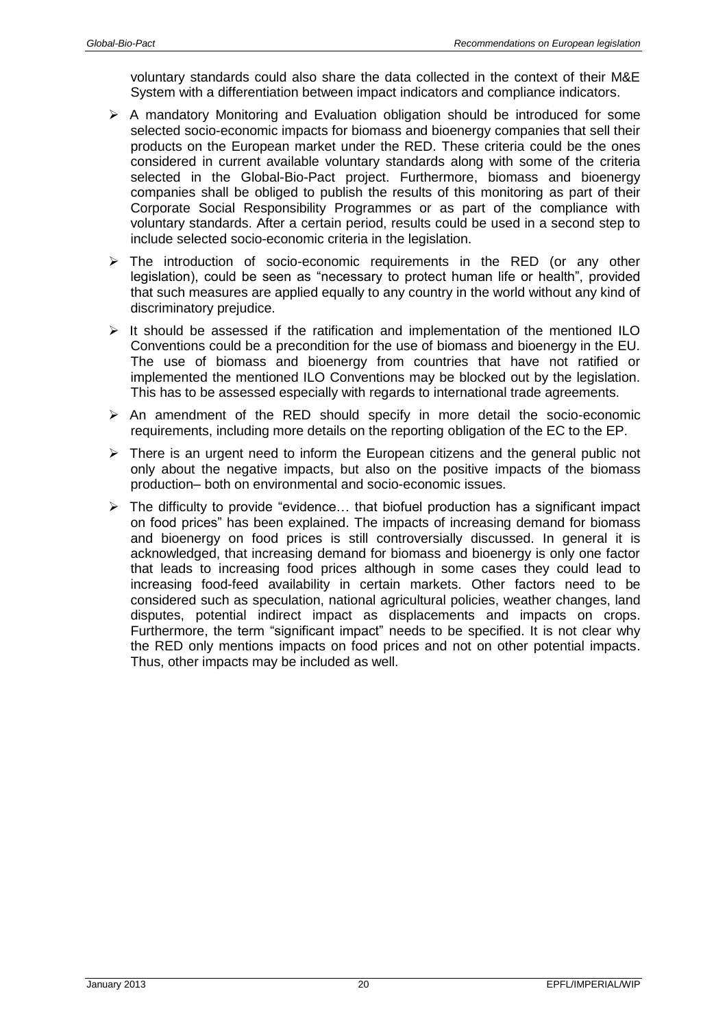voluntary standards could also share the data collected in the context of their M&E System with a differentiation between impact indicators and compliance indicators.

- A mandatory Monitoring and Evaluation obligation should be introduced for some selected socio-economic impacts for biomass and bioenergy companies that sell their products on the European market under the RED. These criteria could be the ones considered in current available voluntary standards along with some of the criteria selected in the Global-Bio-Pact project. Furthermore, biomass and bioenergy companies shall be obliged to publish the results of this monitoring as part of their Corporate Social Responsibility Programmes or as part of the compliance with voluntary standards. After a certain period, results could be used in a second step to include selected socio-economic criteria in the legislation.
- The introduction of socio-economic requirements in the RED (or any other legislation), could be seen as "necessary to protect human life or health", provided that such measures are applied equally to any country in the world without any kind of discriminatory prejudice.
- It should be assessed if the ratification and implementation of the mentioned ILO Conventions could be a precondition for the use of biomass and bioenergy in the EU. The use of biomass and bioenergy from countries that have not ratified or implemented the mentioned ILO Conventions may be blocked out by the legislation. This has to be assessed especially with regards to international trade agreements.
- An amendment of the RED should specify in more detail the socio-economic requirements, including more details on the reporting obligation of the EC to the EP.
- There is an urgent need to inform the European citizens and the general public not only about the negative impacts, but also on the positive impacts of the biomass production– both on environmental and socio-economic issues.
- The difficulty to provide "evidence… that biofuel production has a significant impact on food prices" has been explained. The impacts of increasing demand for biomass and bioenergy on food prices is still controversially discussed. In general it is acknowledged, that increasing demand for biomass and bioenergy is only one factor that leads to increasing food prices although in some cases they could lead to increasing food-feed availability in certain markets. Other factors need to be considered such as speculation, national agricultural policies, weather changes, land disputes, potential indirect impact as displacements and impacts on crops. Furthermore, the term "significant impact" needs to be specified. It is not clear why the RED only mentions impacts on food prices and not on other potential impacts. Thus, other impacts may be included as well.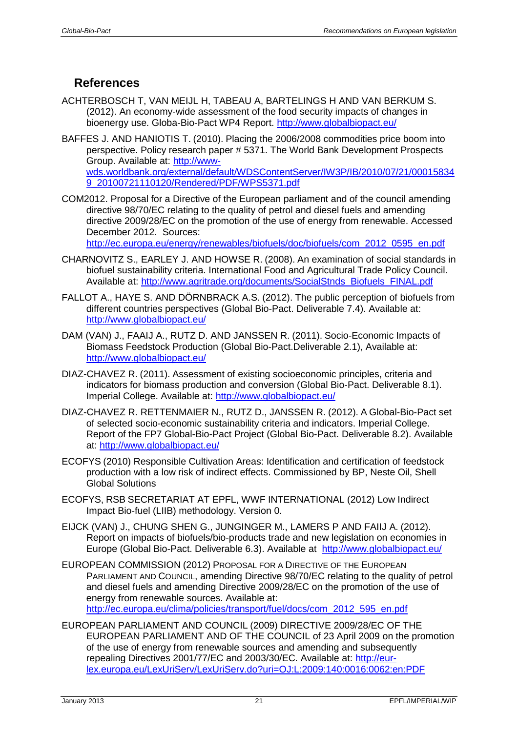## References

ACHTERBOSCH T, VAN MEIJL H, TABEAU A, BARTELINGS H AND VAN BERKUM S. (2012). An economy-wide assessment of the food security impacts of changes in bioenergy use. Globa-Bio-Pact WP4 Report. http://www.globalbiopact.eu/

BAFFES J. AND HANIOTIS T. (2010). Placing the 2006/2008 commodities price boom into perspective. Policy research paper # 5371. The World Bank Development Prospects Group. Available at: http://www-wds.worldbank.org/external/default/WDSContentServer/IW3P/IB/2010/07/21/000158349_20100721110120/Rendered/PDF/WPS5371.pdf

COM2012. Proposal for a Directive of the European parliament and of the council amending directive 98/70/EC relating to the quality of petrol and diesel fuels and amending directive 2009/28/EC on the promotion of the use of energy from renewable. Accessed December 2012. Sources: http://ec.europa.eu/energy/renewables/biofuels/doc/biofuels/com_2012_0595_en.pdf

CHARNOVITZ S., EARLEY J. AND HOWSE R. (2008). An examination of social standards in biofuel sustainability criteria. International Food and Agricultural Trade Policy Council. Available at: http://www.agritrade.org/documents/SocialStnds_Biofuels_FINAL.pdf

FALLOT A., HAYE S. AND DÖRNBRACK A.S. (2012). The public perception of biofuels from different countries perspectives (Global Bio-Pact. Deliverable 7.4). Available at: http://www.globalbiopact.eu/

DAM (VAN) J., FAAIJ A., RUTZ D. AND JANSSEN R. (2011). Socio-Economic Impacts of Biomass Feedstock Production (Global Bio-Pact.Deliverable 2.1), Available at: http://www.globalbiopact.eu/

DIAZ-CHAVEZ R. (2011). Assessment of existing socioeconomic principles, criteria and indicators for biomass production and conversion (Global Bio-Pact. Deliverable 8.1). Imperial College. Available at: http://www.globalbiopact.eu/

DIAZ-CHAVEZ R. RETTENMAIER N., RUTZ D., JANSSEN R. (2012). A Global-Bio-Pact set of selected socio-economic sustainability criteria and indicators. Imperial College. Report of the FP7 Global-Bio-Pact Project (Global Bio-Pact. Deliverable 8.2). Available at: http://www.globalbiopact.eu/

ECOFYS (2010) Responsible Cultivation Areas: Identification and certification of feedstock production with a low risk of indirect effects. Commissioned by BP, Neste Oil, Shell Global Solutions

ECOFYS, RSB SECRETARIAT AT EPFL, WWF INTERNATIONAL (2012) Low Indirect Impact Bio-fuel (LIIB) methodology. Version 0.

EIJCK (VAN) J., CHUNG SHEN G., JUNGINGER M., LAMERS P AND FAIIJ A. (2012). Report on impacts of biofuels/bio-products trade and new legislation on economies in Europe (Global Bio-Pact. Deliverable 6.3). Available at http://www.globalbiopact.eu/

EUROPEAN COMMISSION (2012) PROPOSAL FOR A DIRECTIVE OF THE EUROPEAN PARLIAMENT AND COUNCIL, amending Directive 98/70/EC relating to the quality of petrol and diesel fuels and amending Directive 2009/28/EC on the promotion of the use of energy from renewable sources. Available at: http://ec.europa.eu/clima/policies/transport/fuel/docs/com_2012_595_en.pdf

EUROPEAN PARLIAMENT AND COUNCIL (2009) DIRECTIVE 2009/28/EC OF THE EUROPEAN PARLIAMENT AND OF THE COUNCIL of 23 April 2009 on the promotion of the use of energy from renewable sources and amending and subsequently repealing Directives 2001/77/EC and 2003/30/EC. Available at: http://eur-lex.europa.eu/LexUriServ/LexUriServ.do?uri=OJ:L:2009:140:0016:0062:en:PDF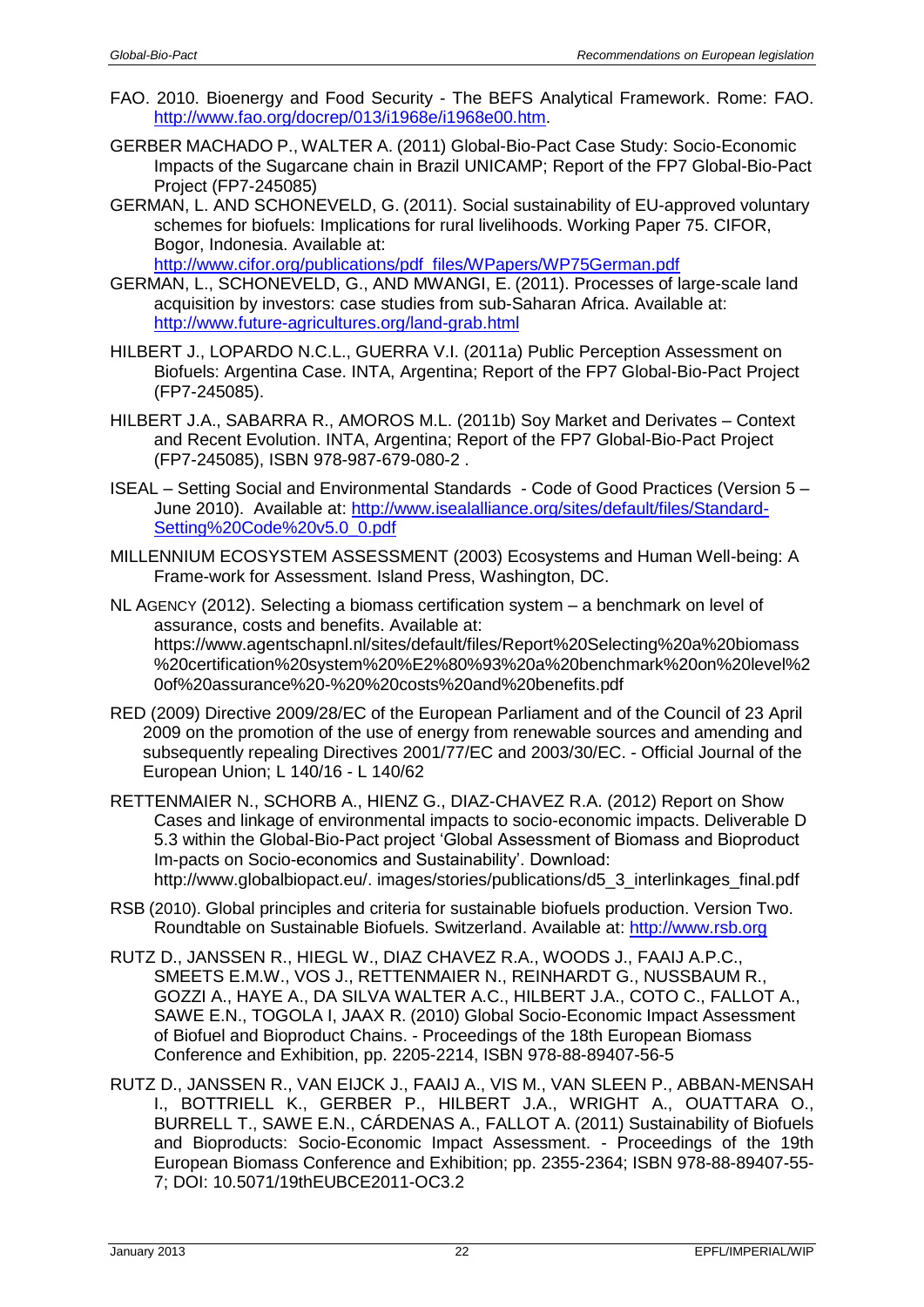FAO. 2010. Bioenergy and Food Security - The BEFS Analytical Framework. Rome: FAO. http://www.fao.org/docrep/013/i1968e/i1968e00.htm.

GERBER MACHADO P., WALTER A. (2011) Global-Bio-Pact Case Study: Socio-Economic Impacts of the Sugarcane chain in Brazil UNICAMP; Report of the FP7 Global-Bio-Pact Project (FP7-245085)

GERMAN, L. AND SCHONEVELD, G. (2011). Social sustainability of EU-approved voluntary schemes for biofuels: Implications for rural livelihoods. Working Paper 75. CIFOR, Bogor, Indonesia. Available at: http://www.cifor.org/publications/pdf_files/WPapers/WP75German.pdf

GERMAN, L., SCHONEVELD, G., AND MWANGI, E. (2011). Processes of large-scale land acquisition by investors: case studies from sub-Saharan Africa. Available at: http://www.future-agricultures.org/land-grab.html

HILBERT J., LOPARDO N.C.L., GUERRA V.I. (2011a) Public Perception Assessment on Biofuels: Argentina Case. INTA, Argentina; Report of the FP7 Global-Bio-Pact Project (FP7-245085).

HILBERT J.A., SABARRA R., AMOROS M.L. (2011b) Soy Market and Derivates – Context and Recent Evolution. INTA, Argentina; Report of the FP7 Global-Bio-Pact Project (FP7-245085), ISBN 978-987-679-080-2 .

ISEAL – Setting Social and Environmental Standards - Code of Good Practices (Version 5 – June 2010). Available at: http://www.isealalliance.org/sites/default/files/Standard-Setting%20Code%20v5.0_0.pdf

MILLENNIUM ECOSYSTEM ASSESSMENT (2003) Ecosystems and Human Well-being: A Frame-work for Assessment. Island Press, Washington, DC.

NL AGENCY (2012). Selecting a biomass certification system – a benchmark on level of assurance, costs and benefits. Available at: https://www.agentschapnl.nl/sites/default/files/Report%20Selecting%20a%20biomass%20certification%20system%20%E2%80%93%20a%20benchmark%20on%20level%20of%20assurance%20-%20%20costs%20and%20benefits.pdf

RED (2009) Directive 2009/28/EC of the European Parliament and of the Council of 23 April 2009 on the promotion of the use of energy from renewable sources and amending and subsequently repealing Directives 2001/77/EC and 2003/30/EC. - Official Journal of the European Union; L 140/16 - L 140/62

RETTENMAIER N., SCHORB A., HIENZ G., DIAZ-CHAVEZ R.A. (2012) Report on Show Cases and linkage of environmental impacts to socio-economic impacts. Deliverable D 5.3 within the Global-Bio-Pact project 'Global Assessment of Biomass and Bioproduct Im-pacts on Socio-economics and Sustainability'. Download: http://www.globalbiopact.eu/. images/stories/publications/d5_3_interlinkages_final.pdf

RSB (2010). Global principles and criteria for sustainable biofuels production. Version Two. Roundtable on Sustainable Biofuels. Switzerland. Available at: http://www.rsb.org

RUTZ D., JANSSEN R., HIEGL W., DIAZ CHAVEZ R.A., WOODS J., FAAIJ A.P.C., SMEETS E.M.W., VOS J., RETTENMAIER N., REINHARDT G., NUSSBAUM R., GOZZI A., HAYE A., DA SILVA WALTER A.C., HILBERT J.A., COTO C., FALLOT A., SAWE E.N., TOGOLA I, JAAX R. (2010) Global Socio-Economic Impact Assessment of Biofuel and Bioproduct Chains. - Proceedings of the 18th European Biomass Conference and Exhibition, pp. 2205-2214, ISBN 978-88-89407-56-5

RUTZ D., JANSSEN R., VAN EIJCK J., FAAIJ A., VIS M., VAN SLEEN P., ABBAN-MENSAH I., BOTTRIELL K., GERBER P., HILBERT J.A., WRIGHT A., OUATTARA O., BURRELL T., SAWE E.N., CÁRDENAS A., FALLOT A. (2011) Sustainability of Biofuels and Bioproducts: Socio-Economic Impact Assessment. - Proceedings of the 19th European Biomass Conference and Exhibition; pp. 2355-2364; ISBN 978-88-89407-55-7; DOI: 10.5071/19thEUBCE2011-OC3.2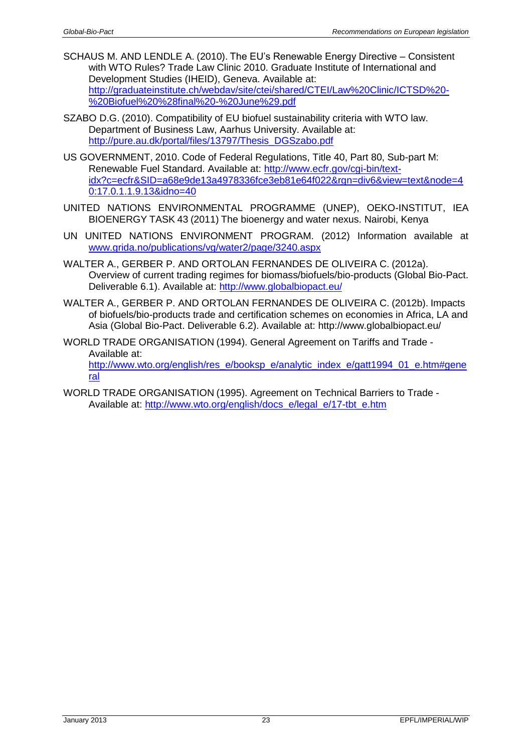SCHAUS M. AND LENDLE A. (2010). The EU's Renewable Energy Directive – Consistent with WTO Rules? Trade Law Clinic 2010. Graduate Institute of International and Development Studies (IHEID), Geneva. Available at: http://graduateinstitute.ch/webdav/site/ctei/shared/CTEI/Law%20Clinic/ICTSD%20-%20Biofuel%20%28final%20-%20June%29.pdf

SZABO D.G. (2010). Compatibility of EU biofuel sustainability criteria with WTO law. Department of Business Law, Aarhus University. Available at: http://pure.au.dk/portal/files/13797/Thesis_DGSzabo.pdf

US GOVERNMENT, 2010. Code of Federal Regulations, Title 40, Part 80, Sub-part M: Renewable Fuel Standard. Available at: http://www.ecfr.gov/cgi-bin/text-idx?c=ecfr&SID=a68e9de13a4978336fce3eb81e64f022&rgn=div6&view=text&node=40:17.0.1.1.9.13&idno=40

UNITED NATIONS ENVIRONMENTAL PROGRAMME (UNEP), OEKO-INSTITUT, IEA BIOENERGY TASK 43 (2011) The bioenergy and water nexus. Nairobi, Kenya

UN UNITED NATIONS ENVIRONMENT PROGRAM. (2012) Information available at www.grida.no/publications/vg/water2/page/3240.aspx

WALTER A., GERBER P. AND ORTOLAN FERNANDES DE OLIVEIRA C. (2012a). Overview of current trading regimes for biomass/biofuels/bio-products (Global Bio-Pact. Deliverable 6.1). Available at: http://www.globalbiopact.eu/

WALTER A., GERBER P. AND ORTOLAN FERNANDES DE OLIVEIRA C. (2012b). Impacts of biofuels/bio-products trade and certification schemes on economies in Africa, LA and Asia (Global Bio-Pact. Deliverable 6.2). Available at: http://www.globalbiopact.eu/

WORLD TRADE ORGANISATION (1994). General Agreement on Tariffs and Trade - Available at: http://www.wto.org/english/res_e/booksp_e/analytic_index_e/gatt1994_01_e.htm#general

WORLD TRADE ORGANISATION (1995). Agreement on Technical Barriers to Trade - Available at: http://www.wto.org/english/docs_e/legal_e/17-tbt_e.htm